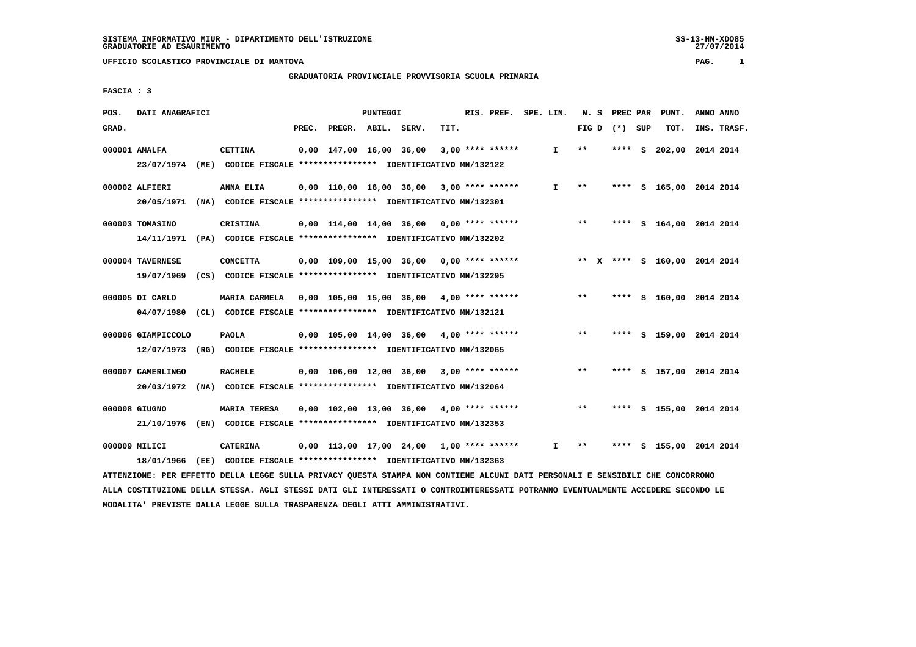SISTEMA INFORMATIVO MIUR - DIPARTIMENTO DELL'ISTRUZIONE
GRADUATORIE AD ESAURIMENTO

SS-13-HN-XDO85
27/07/2014

UFFICIO SCOLASTICO PROVINCIALE DI MANTOVA

## GRADUATORIA PROVINCIALE PROVVISORIA SCUOLA PRIMARIA

FASCIA : 3

| POS. GRAD. | DATI ANAGRAFICI | | PREC. | PREGR. | ABIL. | SERV. | TIT. | RIS. PREF. | SPE. LIN. | N. S FIG D | (*) | PREC PAR SUP | PUNT. TOT. | ANNO INS. | ANNO TRASF. |
|---|---|---|---|---|---|---|---|---|---|---|---|---|---|---|---|
| 000001 | AMALFA | CETTINA | 0,00 | 147,00 | 16,00 | 36,00 | 3,00 | **** ****** | I | ** | | **** S | 202,00 | 2014 | 2014 |
| | 23/07/1974 (ME) | CODICE FISCALE **************** IDENTIFICATIVO MN/132122 | | | | | | | | | | | | | |
| 000002 | ALFIERI | ANNA ELIA | 0,00 | 110,00 | 16,00 | 36,00 | 3,00 | **** ****** | I | ** | | **** S | 165,00 | 2014 | 2014 |
| | 20/05/1971 (NA) | CODICE FISCALE **************** IDENTIFICATIVO MN/132301 | | | | | | | | | | | | | |
| 000003 | TOMASINO | CRISTINA | 0,00 | 114,00 | 14,00 | 36,00 | 0,00 | **** ****** | | ** | | **** S | 164,00 | 2014 | 2014 |
| | 14/11/1971 (PA) | CODICE FISCALE **************** IDENTIFICATIVO MN/132202 | | | | | | | | | | | | | |
| 000004 | TAVERNESE | CONCETTA | 0,00 | 109,00 | 15,00 | 36,00 | 0,00 | **** ****** | | ** | X | **** S | 160,00 | 2014 | 2014 |
| | 19/07/1969 (CS) | CODICE FISCALE **************** IDENTIFICATIVO MN/132295 | | | | | | | | | | | | | |
| 000005 | DI CARLO | MARIA CARMELA | 0,00 | 105,00 | 15,00 | 36,00 | 4,00 | **** ****** | | ** | | **** S | 160,00 | 2014 | 2014 |
| | 04/07/1980 (CL) | CODICE FISCALE **************** IDENTIFICATIVO MN/132121 | | | | | | | | | | | | | |
| 000006 | GIAMPICCOLO | PAOLA | 0,00 | 105,00 | 14,00 | 36,00 | 4,00 | **** ****** | | ** | | **** S | 159,00 | 2014 | 2014 |
| | 12/07/1973 (RG) | CODICE FISCALE **************** IDENTIFICATIVO MN/132065 | | | | | | | | | | | | | |
| 000007 | CAMERLINGO | RACHELE | 0,00 | 106,00 | 12,00 | 36,00 | 3,00 | **** ****** | | ** | | **** S | 157,00 | 2014 | 2014 |
| | 20/03/1972 (NA) | CODICE FISCALE **************** IDENTIFICATIVO MN/132064 | | | | | | | | | | | | | |
| 000008 | GIUGNO | MARIA TERESA | 0,00 | 102,00 | 13,00 | 36,00 | 4,00 | **** ****** | | ** | | **** S | 155,00 | 2014 | 2014 |
| | 21/10/1976 (EN) | CODICE FISCALE **************** IDENTIFICATIVO MN/132353 | | | | | | | | | | | | | |
| 000009 | MILICI | CATERINA | 0,00 | 113,00 | 17,00 | 24,00 | 1,00 | **** ****** | I | ** | | **** S | 155,00 | 2014 | 2014 |
| | 18/01/1966 (EE) | CODICE FISCALE **************** IDENTIFICATIVO MN/132363 | | | | | | | | | | | | | |

ATTENZIONE: PER EFFETTO DELLA LEGGE SULLA PRIVACY QUESTA STAMPA NON CONTIENE ALCUNI DATI PERSONALI E SENSIBILI CHE CONCORRONO ALLA COSTITUZIONE DELLA STESSA. AGLI STESSI DATI GLI INTERESSATI O CONTROINTERESSATI POTRANNO EVENTUALMENTE ACCEDERE SECONDO LE MODALITA' PREVISTE DALLA LEGGE SULLA TRASPARENZA DEGLI ATTI AMMINISTRATIVI.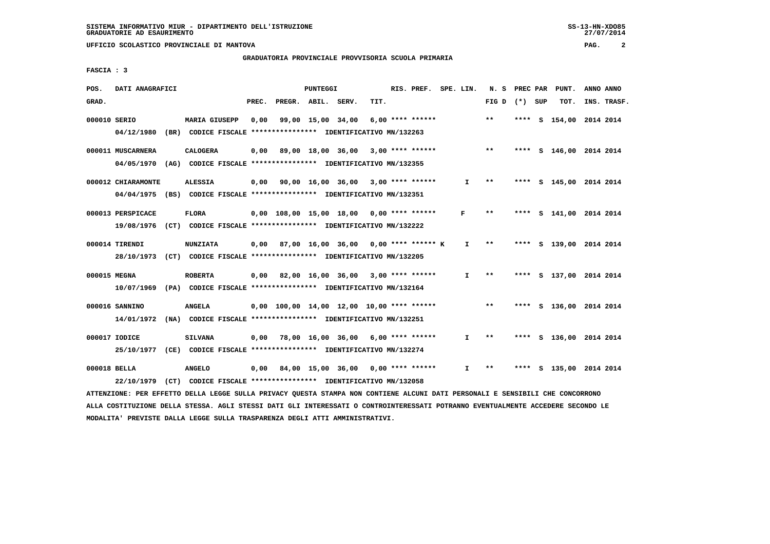SISTEMA INFORMATIVO MIUR - DIPARTIMENTO DELL'ISTRUZIONE
GRADUATORIE AD ESAURIMENTO

UFFICIO SCOLASTICO PROVINCIALE DI MANTOVA

## GRADUATORIA PROVINCIALE PROVVISORIA SCUOLA PRIMARIA

FASCIA : 3

| POS. GRAD. | DATI ANAGRAFICI | | PREC. | PREGR. | ABIL. | SERV. | TIT. | RIS. PREF. | SPE. LIN. | N. S FIG D | PREC PAR (*) | SUP | PUNT. TOT. | ANNO INS. | ANNO TRASF. |
|---|---|---|---|---|---|---|---|---|---|---|---|---|---|---|---|
| 000010 | SERIO | MARIA GIUSEPP | 0,00 | 99,00 | 15,00 | 34,00 | 6,00 | **** ****** | | ** | **** | S | 154,00 | 2014 | 2014 |
| | 04/12/1980 (BR) CODICE FISCALE **************** IDENTIFICATIVO MN/132263 | | | | | | | | | | | | | | |
| 000011 | MUSCARNERA | CALOGERA | 0,00 | 89,00 | 18,00 | 36,00 | 3,00 | **** ****** | | ** | **** | S | 146,00 | 2014 | 2014 |
| | 04/05/1970 (AG) CODICE FISCALE **************** IDENTIFICATIVO MN/132355 | | | | | | | | | | | | | | |
| 000012 | CHIARAMONTE | ALESSIA | 0,00 | 90,00 | 16,00 | 36,00 | 3,00 | **** ****** | I | ** | **** | S | 145,00 | 2014 | 2014 |
| | 04/04/1975 (BS) CODICE FISCALE **************** IDENTIFICATIVO MN/132351 | | | | | | | | | | | | | | |
| 000013 | PERSPICACE | FLORA | 0,00 | 108,00 | 15,00 | 18,00 | 0,00 | **** ****** | F | ** | **** | S | 141,00 | 2014 | 2014 |
| | 19/08/1976 (CT) CODICE FISCALE **************** IDENTIFICATIVO MN/132222 | | | | | | | | | | | | | | |
| 000014 | TIRENDI | NUNZIATA | 0,00 | 87,00 | 16,00 | 36,00 | 0,00 | **** ****** K | I | ** | **** | S | 139,00 | 2014 | 2014 |
| | 28/10/1973 (CT) CODICE FISCALE **************** IDENTIFICATIVO MN/132205 | | | | | | | | | | | | | | |
| 000015 | MEGNA | ROBERTA | 0,00 | 82,00 | 16,00 | 36,00 | 3,00 | **** ****** | I | ** | **** | S | 137,00 | 2014 | 2014 |
| | 10/07/1969 (PA) CODICE FISCALE **************** IDENTIFICATIVO MN/132164 | | | | | | | | | | | | | | |
| 000016 | SANNINO | ANGELA | 0,00 | 100,00 | 14,00 | 12,00 | 10,00 | **** ****** | | ** | **** | S | 136,00 | 2014 | 2014 |
| | 14/01/1972 (NA) CODICE FISCALE **************** IDENTIFICATIVO MN/132251 | | | | | | | | | | | | | | |
| 000017 | IODICE | SILVANA | 0,00 | 78,00 | 16,00 | 36,00 | 6,00 | **** ****** | I | ** | **** | S | 136,00 | 2014 | 2014 |
| | 25/10/1977 (CE) CODICE FISCALE **************** IDENTIFICATIVO MN/132274 | | | | | | | | | | | | | | |
| 000018 | BELLA | ANGELO | 0,00 | 84,00 | 15,00 | 36,00 | 0,00 | **** ****** | I | ** | **** | S | 135,00 | 2014 | 2014 |
| | 22/10/1979 (CT) CODICE FISCALE **************** IDENTIFICATIVO MN/132058 | | | | | | | | | | | | | | |

ATTENZIONE: PER EFFETTO DELLA LEGGE SULLA PRIVACY QUESTA STAMPA NON CONTIENE ALCUNI DATI PERSONALI E SENSIBILI CHE CONCORRONO ALLA COSTITUZIONE DELLA STESSA. AGLI STESSI DATI GLI INTERESSATI O CONTROINTERESSATI POTRANNO EVENTUALMENTE ACCEDERE SECONDO LE MODALITA' PREVISTE DALLA LEGGE SULLA TRASPARENZA DEGLI ATTI AMMINISTRATIVI.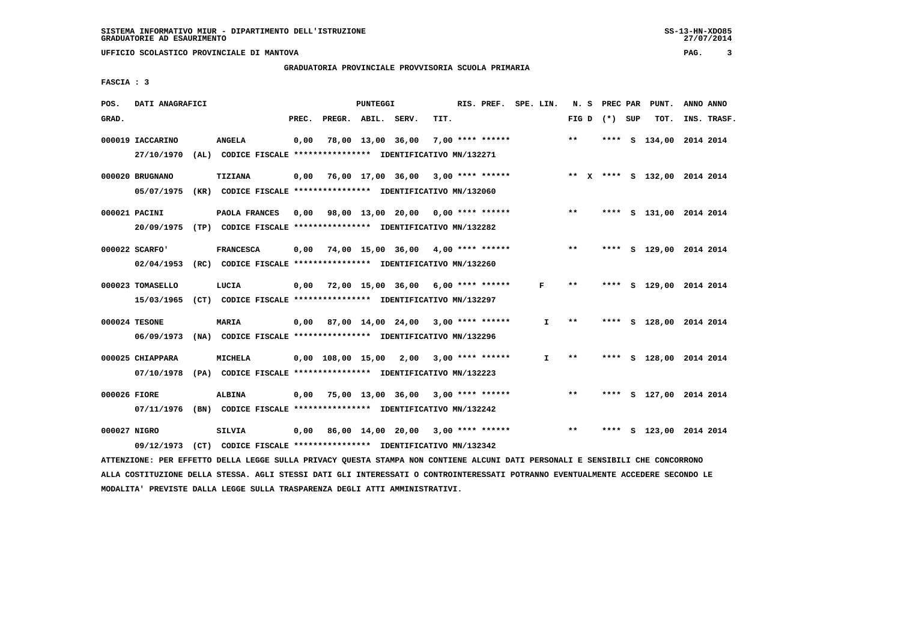SISTEMA INFORMATIVO MIUR - DIPARTIMENTO DELL'ISTRUZIONE
GRADUATORIE AD ESAURIMENTO

UFFICIO SCOLASTICO PROVINCIALE DI MANTOVA

## GRADUATORIA PROVINCIALE PROVVISORIA SCUOLA PRIMARIA

FASCIA : 3

| POS. GRAD. | DATI ANAGRAFICI | | PREC. | PREGR. | ABIL. | SERV. | TIT. | RIS. PREF. | SPE. LIN. | N. S FIG D | PREC PAR (*) SUP | PUNT. TOT. | ANNO INS. | ANNO TRASF. |
|---|---|---|---|---|---|---|---|---|---|---|---|---|---|---|
| 000019 | IACCARINO | ANGELA | 0,00 | 78,00 | 13,00 | 36,00 | 7,00 | **** ****** | | ** | **** S | 134,00 | 2014 | 2014 |
| | 27/10/1970 (AL) | CODICE FISCALE **************** IDENTIFICATIVO MN/132271 | | | | | | | | | | | | |
| 000020 | BRUGNANO | TIZIANA | 0,00 | 76,00 | 17,00 | 36,00 | 3,00 | **** ****** | | ** X | **** S | 132,00 | 2014 | 2014 |
| | 05/07/1975 (KR) | CODICE FISCALE **************** IDENTIFICATIVO MN/132060 | | | | | | | | | | | | |
| 000021 | PACINI | PAOLA FRANCES | 0,00 | 98,00 | 13,00 | 20,00 | 0,00 | **** ****** | | ** | **** S | 131,00 | 2014 | 2014 |
| | 20/09/1975 (TP) | CODICE FISCALE **************** IDENTIFICATIVO MN/132282 | | | | | | | | | | | | |
| 000022 | SCARFO' | FRANCESCA | 0,00 | 74,00 | 15,00 | 36,00 | 4,00 | **** ****** | | ** | **** S | 129,00 | 2014 | 2014 |
| | 02/04/1953 (RC) | CODICE FISCALE **************** IDENTIFICATIVO MN/132260 | | | | | | | | | | | | |
| 000023 | TOMASELLO | LUCIA | 0,00 | 72,00 | 15,00 | 36,00 | 6,00 | **** ****** | F | ** | **** S | 129,00 | 2014 | 2014 |
| | 15/03/1965 (CT) | CODICE FISCALE **************** IDENTIFICATIVO MN/132297 | | | | | | | | | | | | |
| 000024 | TESONE | MARIA | 0,00 | 87,00 | 14,00 | 24,00 | 3,00 | **** ****** | I | ** | **** S | 128,00 | 2014 | 2014 |
| | 06/09/1973 (NA) | CODICE FISCALE **************** IDENTIFICATIVO MN/132296 | | | | | | | | | | | | |
| 000025 | CHIAPPARA | MICHELA | 0,00 | 108,00 | 15,00 | 2,00 | 3,00 | **** ****** | I | ** | **** S | 128,00 | 2014 | 2014 |
| | 07/10/1978 (PA) | CODICE FISCALE **************** IDENTIFICATIVO MN/132223 | | | | | | | | | | | | |
| 000026 | FIORE | ALBINA | 0,00 | 75,00 | 13,00 | 36,00 | 3,00 | **** ****** | | ** | **** S | 127,00 | 2014 | 2014 |
| | 07/11/1976 (BN) | CODICE FISCALE **************** IDENTIFICATIVO MN/132242 | | | | | | | | | | | | |
| 000027 | NIGRO | SILVIA | 0,00 | 86,00 | 14,00 | 20,00 | 3,00 | **** ****** | | ** | **** S | 123,00 | 2014 | 2014 |
| | 09/12/1973 (CT) | CODICE FISCALE **************** IDENTIFICATIVO MN/132342 | | | | | | | | | | | | |

ATTENZIONE: PER EFFETTO DELLA LEGGE SULLA PRIVACY QUESTA STAMPA NON CONTIENE ALCUNI DATI PERSONALI E SENSIBILI CHE CONCORRONO ALLA COSTITUZIONE DELLA STESSA. AGLI STESSI DATI GLI INTERESSATI O CONTROINTERESSATI POTRANNO EVENTUALMENTE ACCEDERE SECONDO LE MODALITA' PREVISTE DALLA LEGGE SULLA TRASPARENZA DEGLI ATTI AMMINISTRATIVI.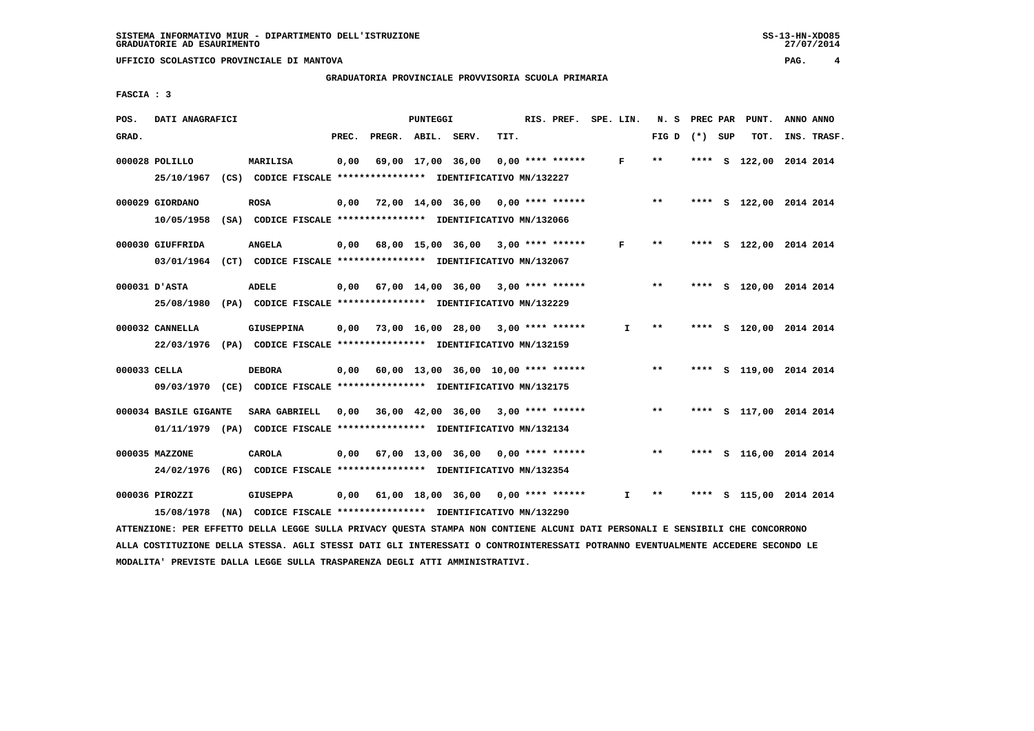SISTEMA INFORMATIVO MIUR - DIPARTIMENTO DELL'ISTRUZIONE
GRADUATORIE AD ESAURIMENTO

UFFICIO SCOLASTICO PROVINCIALE DI MANTOVA

## GRADUATORIA PROVINCIALE PROVVISORIA SCUOLA PRIMARIA

FASCIA : 3

| POS. GRAD. | DATI ANAGRAFICI | | PREC. | PREGR. | ABIL. | SERV. | TIT. | RIS. PREF. | SPE. LIN. | N. S FIG D | PREC PAR (*) | SUP | PUNT. TOT. | ANNO INS. | ANNO TRASF. |
|---|---|---|---|---|---|---|---|---|---|---|---|---|---|---|---|
| 000028 | POLILLO | MARILISA | 0,00 | 69,00 | 17,00 | 36,00 | 0,00 | **** ****** | F | ** | **** | S | 122,00 | 2014 | 2014 |
| | 25/10/1967 (CS) CODICE FISCALE **************** IDENTIFICATIVO MN/132227 | | | | | | | | | | | | | | |
| 000029 | GIORDANO | ROSA | 0,00 | 72,00 | 14,00 | 36,00 | 0,00 | **** ****** | | ** | **** | S | 122,00 | 2014 | 2014 |
| | 10/05/1958 (SA) CODICE FISCALE **************** IDENTIFICATIVO MN/132066 | | | | | | | | | | | | | | |
| 000030 | GIUFFRIDA | ANGELA | 0,00 | 68,00 | 15,00 | 36,00 | 3,00 | **** ****** | F | ** | **** | S | 122,00 | 2014 | 2014 |
| | 03/01/1964 (CT) CODICE FISCALE **************** IDENTIFICATIVO MN/132067 | | | | | | | | | | | | | | |
| 000031 | D'ASTA | ADELE | 0,00 | 67,00 | 14,00 | 36,00 | 3,00 | **** ****** | | ** | **** | S | 120,00 | 2014 | 2014 |
| | 25/08/1980 (PA) CODICE FISCALE **************** IDENTIFICATIVO MN/132229 | | | | | | | | | | | | | | |
| 000032 | CANNELLA | GIUSEPPINA | 0,00 | 73,00 | 16,00 | 28,00 | 3,00 | **** ****** | I | ** | **** | S | 120,00 | 2014 | 2014 |
| | 22/03/1976 (PA) CODICE FISCALE **************** IDENTIFICATIVO MN/132159 | | | | | | | | | | | | | | |
| 000033 | CELLA | DEBORA | 0,00 | 60,00 | 13,00 | 36,00 | 10,00 | **** ****** | | ** | **** | S | 119,00 | 2014 | 2014 |
| | 09/03/1970 (CE) CODICE FISCALE **************** IDENTIFICATIVO MN/132175 | | | | | | | | | | | | | | |
| 000034 | BASILE GIGANTE | SARA GABRIELL | 0,00 | 36,00 | 42,00 | 36,00 | 3,00 | **** ****** | | ** | **** | S | 117,00 | 2014 | 2014 |
| | 01/11/1979 (PA) CODICE FISCALE **************** IDENTIFICATIVO MN/132134 | | | | | | | | | | | | | | |
| 000035 | MAZZONE | CAROLA | 0,00 | 67,00 | 13,00 | 36,00 | 0,00 | **** ****** | | ** | **** | S | 116,00 | 2014 | 2014 |
| | 24/02/1976 (RG) CODICE FISCALE **************** IDENTIFICATIVO MN/132354 | | | | | | | | | | | | | | |
| 000036 | PIROZZI | GIUSEPPA | 0,00 | 61,00 | 18,00 | 36,00 | 0,00 | **** ****** | I | ** | **** | S | 115,00 | 2014 | 2014 |
| | 15/08/1978 (NA) CODICE FISCALE **************** IDENTIFICATIVO MN/132290 | | | | | | | | | | | | | | |

ATTENZIONE: PER EFFETTO DELLA LEGGE SULLA PRIVACY QUESTA STAMPA NON CONTIENE ALCUNI DATI PERSONALI E SENSIBILI CHE CONCORRONO ALLA COSTITUZIONE DELLA STESSA. AGLI STESSI DATI GLI INTERESSATI O CONTROINTERESSATI POTRANNO EVENTUALMENTE ACCEDERE SECONDO LE MODALITA' PREVISTE DALLA LEGGE SULLA TRASPARENZA DEGLI ATTI AMMINISTRATIVI.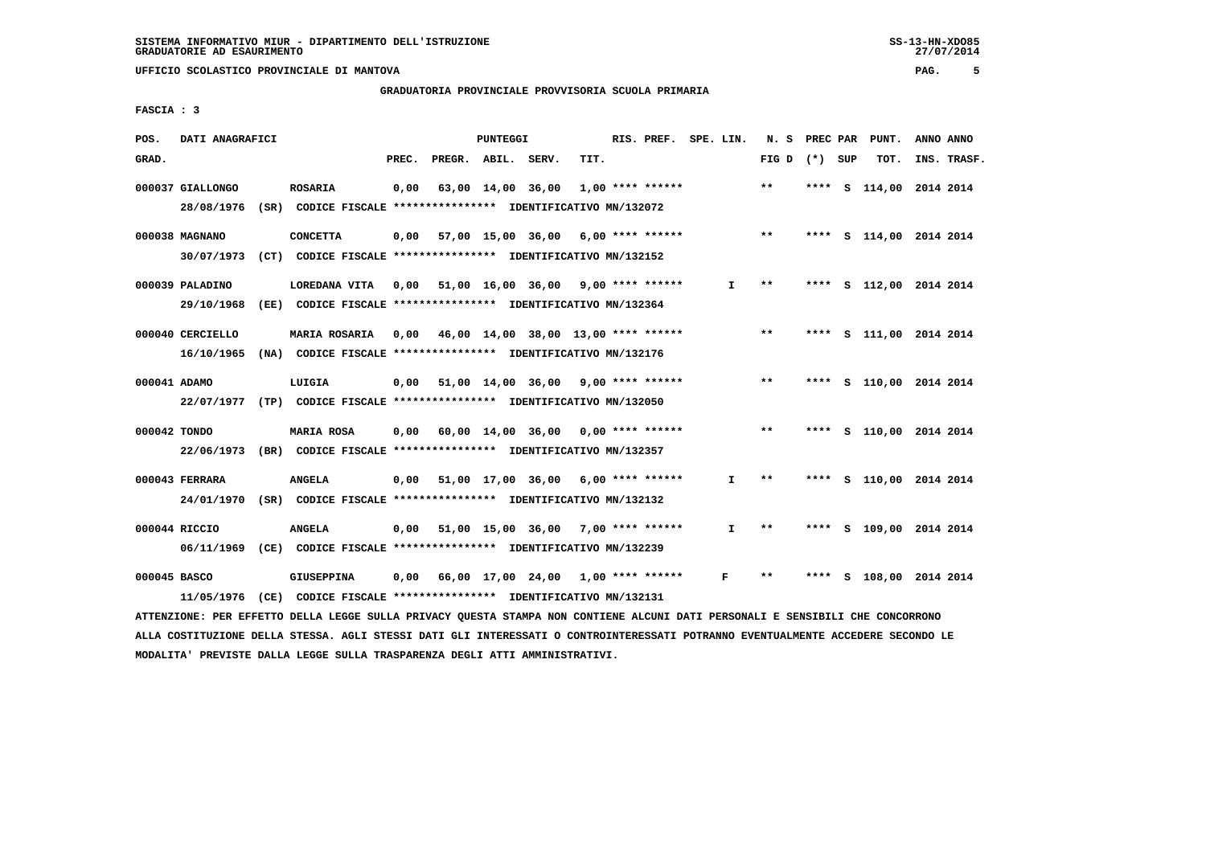SISTEMA INFORMATIVO MIUR - DIPARTIMENTO DELL'ISTRUZIONE
GRADUATORIE AD ESAURIMENTO

UFFICIO SCOLASTICO PROVINCIALE DI MANTOVA

GRADUATORIA PROVINCIALE PROVVISORIA SCUOLA PRIMARIA

FASCIA : 3

| POS. GRAD. | DATI ANAGRAFICI | | PREC. | PREGR. | ABIL. | SERV. | TIT. | RIS. PREF. | SPE. LIN. | N. S FIG D | PREC PAR (*) | SUP | PUNT. TOT. | ANNO ANNO INS. TRASF. |
|---|---|---|---|---|---|---|---|---|---|---|---|---|---|---|
| 000037 | GIALLONGO 28/08/1976 (SR) CODICE FISCALE **************** IDENTIFICATIVO MN/132072 | ROSARIA | 0,00 | 63,00 | 14,00 | 36,00 | 1,00 | **** ****** | | ** | **** | S | 114,00 | 2014 2014 |
| 000038 | MAGNANO 30/07/1973 (CT) CODICE FISCALE **************** IDENTIFICATIVO MN/132152 | CONCETTA | 0,00 | 57,00 | 15,00 | 36,00 | 6,00 | **** ****** | | ** | **** | S | 114,00 | 2014 2014 |
| 000039 | PALADINO 29/10/1968 (EE) CODICE FISCALE **************** IDENTIFICATIVO MN/132364 | LOREDANA VITA | 0,00 | 51,00 | 16,00 | 36,00 | 9,00 | **** ****** | I | ** | **** | S | 112,00 | 2014 2014 |
| 000040 | CERCIELLO 16/10/1965 (NA) CODICE FISCALE **************** IDENTIFICATIVO MN/132176 | MARIA ROSARIA | 0,00 | 46,00 | 14,00 | 38,00 | 13,00 | **** ****** | | ** | **** | S | 111,00 | 2014 2014 |
| 000041 | ADAMO 22/07/1977 (TP) CODICE FISCALE **************** IDENTIFICATIVO MN/132050 | LUIGIA | 0,00 | 51,00 | 14,00 | 36,00 | 9,00 | **** ****** | | ** | **** | S | 110,00 | 2014 2014 |
| 000042 | TONDO 22/06/1973 (BR) CODICE FISCALE **************** IDENTIFICATIVO MN/132357 | MARIA ROSA | 0,00 | 60,00 | 14,00 | 36,00 | 0,00 | **** ****** | | ** | **** | S | 110,00 | 2014 2014 |
| 000043 | FERRARA 24/01/1970 (SR) CODICE FISCALE **************** IDENTIFICATIVO MN/132132 | ANGELA | 0,00 | 51,00 | 17,00 | 36,00 | 6,00 | **** ****** | I | ** | **** | S | 110,00 | 2014 2014 |
| 000044 | RICCIO 06/11/1969 (CE) CODICE FISCALE **************** IDENTIFICATIVO MN/132239 | ANGELA | 0,00 | 51,00 | 15,00 | 36,00 | 7,00 | **** ****** | I | ** | **** | S | 109,00 | 2014 2014 |
| 000045 | BASCO 11/05/1976 (CE) CODICE FISCALE **************** IDENTIFICATIVO MN/132131 | GIUSEPPINA | 0,00 | 66,00 | 17,00 | 24,00 | 1,00 | **** ****** | F | ** | **** | S | 108,00 | 2014 2014 |

ATTENZIONE: PER EFFETTO DELLA LEGGE SULLA PRIVACY QUESTA STAMPA NON CONTIENE ALCUNI DATI PERSONALI E SENSIBILI CHE CONCORRONO ALLA COSTITUZIONE DELLA STESSA. AGLI STESSI DATI GLI INTERESSATI O CONTROINTERESSATI POTRANNO EVENTUALMENTE ACCEDERE SECONDO LE MODALITA' PREVISTE DALLA LEGGE SULLA TRASPARENZA DEGLI ATTI AMMINISTRATIVI.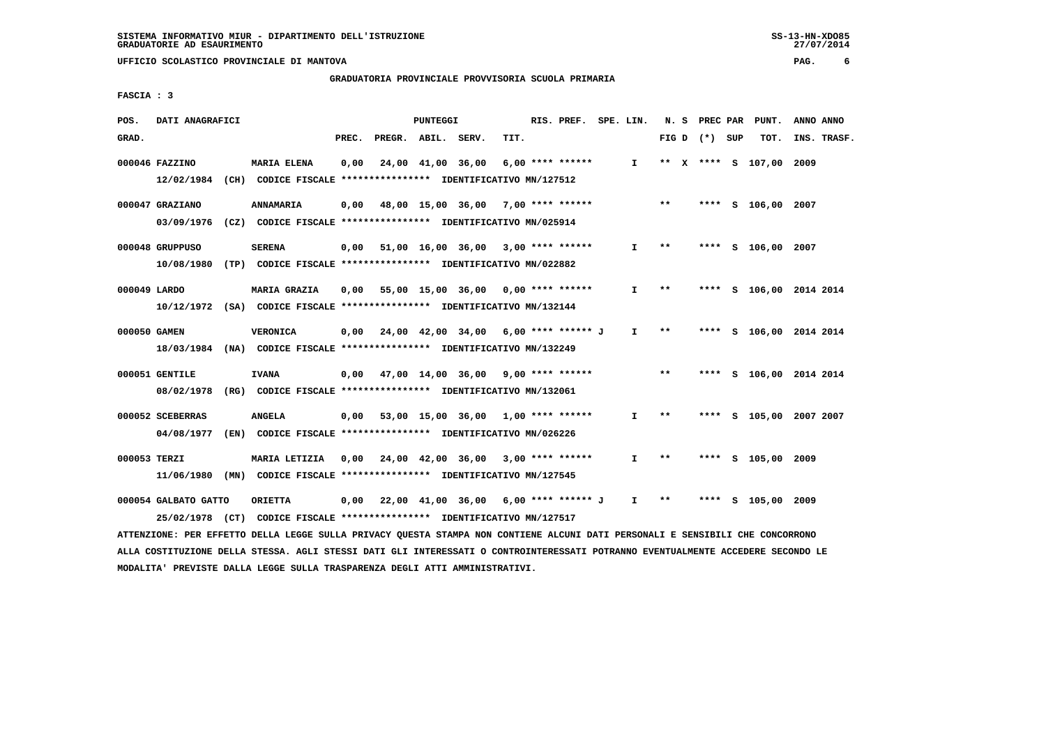SISTEMA INFORMATIVO MIUR - DIPARTIMENTO DELL'ISTRUZIONE
GRADUATORIE AD ESAURIMENTO

UFFICIO SCOLASTICO PROVINCIALE DI MANTOVA

GRADUATORIA PROVINCIALE PROVVISORIA SCUOLA PRIMARIA

FASCIA : 3

| POS. GRAD. | DATI ANAGRAFICI | | PREC. | PREGR. | ABIL. | SERV. | TIT. | RIS. PREF. | SPE. LIN. | N. S FIG D | PREC PAR (*) | SUP | PUNT. TOT. | ANNO INS. | ANNO TRASF. |
|---|---|---|---|---|---|---|---|---|---|---|---|---|---|---|---|
| 000046 | FAZZINO 12/02/1984 (CH) CODICE FISCALE **************** IDENTIFICATIVO MN/127512 | MARIA ELENA | 0,00 | 24,00 | 41,00 | 36,00 | 6,00 | **** ****** | I | ** X | **** | S | 107,00 | 2009 | |
| 000047 | GRAZIANO 03/09/1976 (CZ) CODICE FISCALE **************** IDENTIFICATIVO MN/025914 | ANNAMARIA | 0,00 | 48,00 | 15,00 | 36,00 | 7,00 | **** ****** | | ** | **** | S | 106,00 | 2007 | |
| 000048 | GRUPPUSO 10/08/1980 (TP) CODICE FISCALE **************** IDENTIFICATIVO MN/022882 | SERENA | 0,00 | 51,00 | 16,00 | 36,00 | 3,00 | **** ****** | I | ** | **** | S | 106,00 | 2007 | |
| 000049 | LARDO 10/12/1972 (SA) CODICE FISCALE **************** IDENTIFICATIVO MN/132144 | MARIA GRAZIA | 0,00 | 55,00 | 15,00 | 36,00 | 0,00 | **** ****** | I | ** | **** | S | 106,00 | 2014 | 2014 |
| 000050 | GAMEN 18/03/1984 (NA) CODICE FISCALE **************** IDENTIFICATIVO MN/132249 | VERONICA | 0,00 | 24,00 | 42,00 | 34,00 | 6,00 | **** ****** J | I | ** | **** | S | 106,00 | 2014 | 2014 |
| 000051 | GENTILE 08/02/1978 (RG) CODICE FISCALE **************** IDENTIFICATIVO MN/132061 | IVANA | 0,00 | 47,00 | 14,00 | 36,00 | 9,00 | **** ****** | | ** | **** | S | 106,00 | 2014 | 2014 |
| 000052 | SCEBERRAS 04/08/1977 (EN) CODICE FISCALE **************** IDENTIFICATIVO MN/026226 | ANGELA | 0,00 | 53,00 | 15,00 | 36,00 | 1,00 | **** ****** | I | ** | **** | S | 105,00 | 2007 | 2007 |
| 000053 | TERZI 11/06/1980 (MN) CODICE FISCALE **************** IDENTIFICATIVO MN/127545 | MARIA LETIZIA | 0,00 | 24,00 | 42,00 | 36,00 | 3,00 | **** ****** | I | ** | **** | S | 105,00 | 2009 | |
| 000054 | GALBATO GATTO 25/02/1978 (CT) CODICE FISCALE **************** IDENTIFICATIVO MN/127517 | ORIETTA | 0,00 | 22,00 | 41,00 | 36,00 | 6,00 | **** ****** J | I | ** | **** | S | 105,00 | 2009 | |

ATTENZIONE: PER EFFETTO DELLA LEGGE SULLA PRIVACY QUESTA STAMPA NON CONTIENE ALCUNI DATI PERSONALI E SENSIBILI CHE CONCORRONO ALLA COSTITUZIONE DELLA STESSA. AGLI STESSI DATI GLI INTERESSATI O CONTROINTERESSATI POTRANNO EVENTUALMENTE ACCEDERE SECONDO LE MODALITA' PREVISTE DALLA LEGGE SULLA TRASPARENZA DEGLI ATTI AMMINISTRATIVI.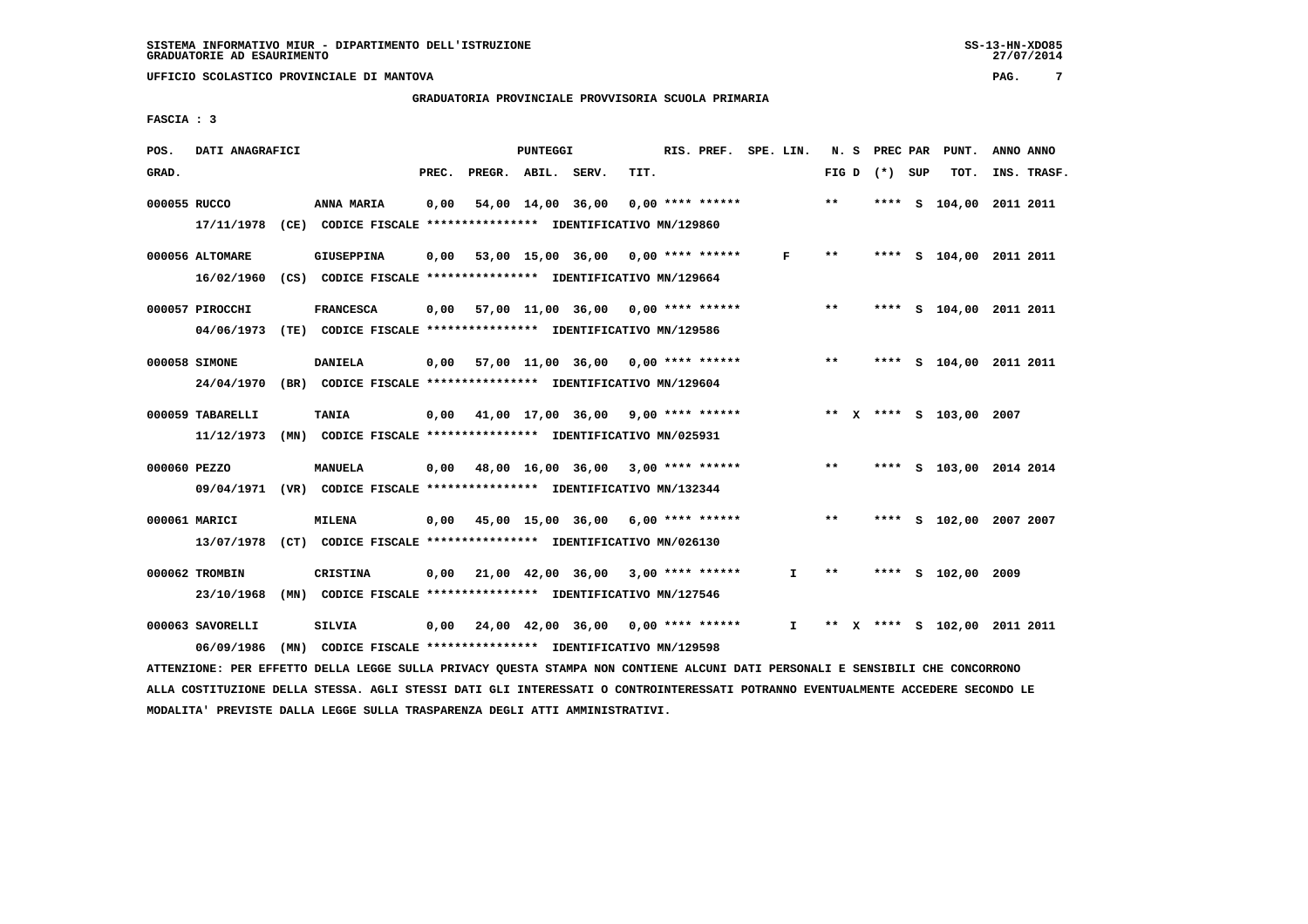SISTEMA INFORMATIVO MIUR - DIPARTIMENTO DELL'ISTRUZIONE
GRADUATORIE AD ESAURIMENTO

UFFICIO SCOLASTICO PROVINCIALE DI MANTOVA

GRADUATORIA PROVINCIALE PROVVISORIA SCUOLA PRIMARIA

FASCIA : 3

| POS. GRAD. | DATI ANAGRAFICI | | PREC. | PREGR. | ABIL. | SERV. | TIT. | RIS. PREF. | SPE. LIN. | N. S FIG D | PREC PAR (*) | SUP | PUNT. TOT. | ANNO INS. | ANNO TRASF. |
|---|---|---|---|---|---|---|---|---|---|---|---|---|---|---|---|
| 000055 | RUCCO | ANNA MARIA | 0,00 | 54,00 | 14,00 | 36,00 | 0,00 | **** ****** | | ** | **** | S | 104,00 | 2011 | 2011 |
| | 17/11/1978 (CE) CODICE FISCALE **************** IDENTIFICATIVO MN/129860 | | | | | | | | | | | | | | |
| 000056 | ALTOMARE | GIUSEPPINA | 0,00 | 53,00 | 15,00 | 36,00 | 0,00 | **** ****** | F | ** | **** | S | 104,00 | 2011 | 2011 |
| | 16/02/1960 (CS) CODICE FISCALE **************** IDENTIFICATIVO MN/129664 | | | | | | | | | | | | | | |
| 000057 | PIROCCHI | FRANCESCA | 0,00 | 57,00 | 11,00 | 36,00 | 0,00 | **** ****** | | ** | **** | S | 104,00 | 2011 | 2011 |
| | 04/06/1973 (TE) CODICE FISCALE **************** IDENTIFICATIVO MN/129586 | | | | | | | | | | | | | | |
| 000058 | SIMONE | DANIELA | 0,00 | 57,00 | 11,00 | 36,00 | 0,00 | **** ****** | | ** | **** | S | 104,00 | 2011 | 2011 |
| | 24/04/1970 (BR) CODICE FISCALE **************** IDENTIFICATIVO MN/129604 | | | | | | | | | | | | | | |
| 000059 | TABARELLI | TANIA | 0,00 | 41,00 | 17,00 | 36,00 | 9,00 | **** ****** | | ** X | **** | S | 103,00 | 2007 | |
| | 11/12/1973 (MN) CODICE FISCALE **************** IDENTIFICATIVO MN/025931 | | | | | | | | | | | | | | |
| 000060 | PEZZO | MANUELA | 0,00 | 48,00 | 16,00 | 36,00 | 3,00 | **** ****** | | ** | **** | S | 103,00 | 2014 | 2014 |
| | 09/04/1971 (VR) CODICE FISCALE **************** IDENTIFICATIVO MN/132344 | | | | | | | | | | | | | | |
| 000061 | MARICI | MILENA | 0,00 | 45,00 | 15,00 | 36,00 | 6,00 | **** ****** | | ** | **** | S | 102,00 | 2007 | 2007 |
| | 13/07/1978 (CT) CODICE FISCALE **************** IDENTIFICATIVO MN/026130 | | | | | | | | | | | | | | |
| 000062 | TROMBIN | CRISTINA | 0,00 | 21,00 | 42,00 | 36,00 | 3,00 | **** ****** | I | ** | **** | S | 102,00 | 2009 | |
| | 23/10/1968 (MN) CODICE FISCALE **************** IDENTIFICATIVO MN/127546 | | | | | | | | | | | | | | |
| 000063 | SAVORELLI | SILVIA | 0,00 | 24,00 | 42,00 | 36,00 | 0,00 | **** ****** | I | ** X | **** | S | 102,00 | 2011 | 2011 |
| | 06/09/1986 (MN) CODICE FISCALE **************** IDENTIFICATIVO MN/129598 | | | | | | | | | | | | | | |

ATTENZIONE: PER EFFETTO DELLA LEGGE SULLA PRIVACY QUESTA STAMPA NON CONTIENE ALCUNI DATI PERSONALI E SENSIBILI CHE CONCORRONO ALLA COSTITUZIONE DELLA STESSA. AGLI STESSI DATI GLI INTERESSATI O CONTROINTERESSATI POTRANNO EVENTUALMENTE ACCEDERE SECONDO LE MODALITA' PREVISTE DALLA LEGGE SULLA TRASPARENZA DEGLI ATTI AMMINISTRATIVI.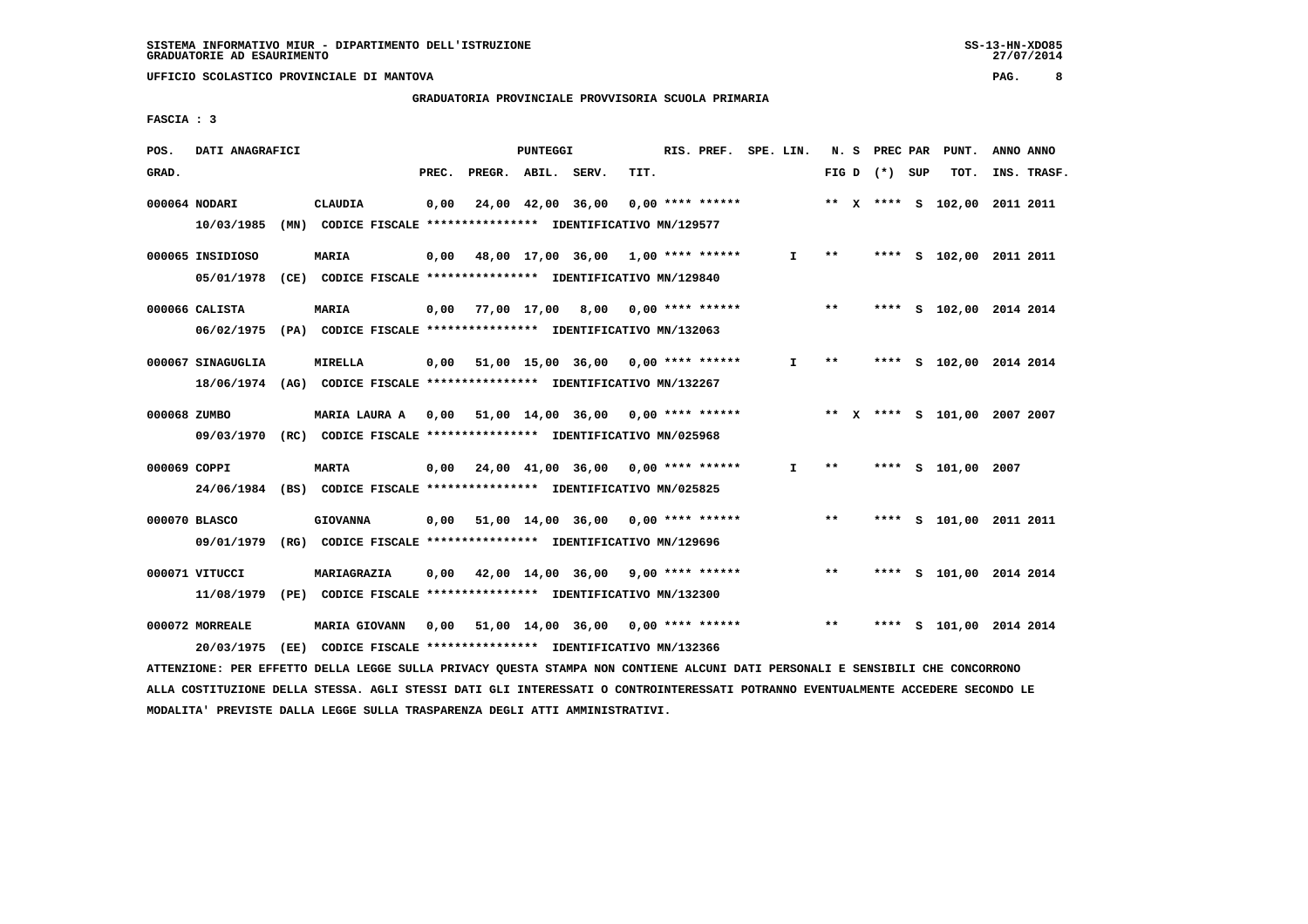SISTEMA INFORMATIVO MIUR - DIPARTIMENTO DELL'ISTRUZIONE
GRADUATORIE AD ESAURIMENTO

UFFICIO SCOLASTICO PROVINCIALE DI MANTOVA

## GRADUATORIA PROVINCIALE PROVVISORIA SCUOLA PRIMARIA

FASCIA : 3

| POS. GRAD. | DATI ANAGRAFICI | | PREC. | PREGR. | ABIL. | SERV. | TIT. | RIS. PREF. | SPE. LIN. | N. S FIG D | (*) | PREC PAR SUP | PUNT. TOT. | ANNO INS. | ANNO TRASF. |
|---|---|---|---|---|---|---|---|---|---|---|---|---|---|---|---|
| 000064 | NODARI | CLAUDIA | 0,00 | 24,00 | 42,00 | 36,00 | 0,00 | **** ****** | | ** X | **** | S | 102,00 | 2011 | 2011 |
| | 10/03/1985 (MN) | CODICE FISCALE **************** IDENTIFICATIVO MN/129577 | | | | | | | | | | | | | |
| 000065 | INSIDIOSO | MARIA | 0,00 | 48,00 | 17,00 | 36,00 | 1,00 | **** ****** | I | ** | **** | S | 102,00 | 2011 | 2011 |
| | 05/01/1978 (CE) | CODICE FISCALE **************** IDENTIFICATIVO MN/129840 | | | | | | | | | | | | | |
| 000066 | CALISTA | MARIA | 0,00 | 77,00 | 17,00 | 8,00 | 0,00 | **** ****** | | ** | **** | S | 102,00 | 2014 | 2014 |
| | 06/02/1975 (PA) | CODICE FISCALE **************** IDENTIFICATIVO MN/132063 | | | | | | | | | | | | | |
| 000067 | SINAGUGLIA | MIRELLA | 0,00 | 51,00 | 15,00 | 36,00 | 0,00 | **** ****** | I | ** | **** | S | 102,00 | 2014 | 2014 |
| | 18/06/1974 (AG) | CODICE FISCALE **************** IDENTIFICATIVO MN/132267 | | | | | | | | | | | | | |
| 000068 | ZUMBO | MARIA LAURA A | 0,00 | 51,00 | 14,00 | 36,00 | 0,00 | **** ****** | | ** X | **** | S | 101,00 | 2007 | 2007 |
| | 09/03/1970 (RC) | CODICE FISCALE **************** IDENTIFICATIVO MN/025968 | | | | | | | | | | | | | |
| 000069 | COPPI | MARTA | 0,00 | 24,00 | 41,00 | 36,00 | 0,00 | **** ****** | I | ** | **** | S | 101,00 | 2007 | |
| | 24/06/1984 (BS) | CODICE FISCALE **************** IDENTIFICATIVO MN/025825 | | | | | | | | | | | | | |
| 000070 | BLASCO | GIOVANNA | 0,00 | 51,00 | 14,00 | 36,00 | 0,00 | **** ****** | | ** | **** | S | 101,00 | 2011 | 2011 |
| | 09/01/1979 (RG) | CODICE FISCALE **************** IDENTIFICATIVO MN/129696 | | | | | | | | | | | | | |
| 000071 | VITUCCI | MARIAGRAZIA | 0,00 | 42,00 | 14,00 | 36,00 | 9,00 | **** ****** | | ** | **** | S | 101,00 | 2014 | 2014 |
| | 11/08/1979 (PE) | CODICE FISCALE **************** IDENTIFICATIVO MN/132300 | | | | | | | | | | | | | |
| 000072 | MORREALE | MARIA GIOVANN | 0,00 | 51,00 | 14,00 | 36,00 | 0,00 | **** ****** | | ** | **** | S | 101,00 | 2014 | 2014 |
| | 20/03/1975 (EE) | CODICE FISCALE **************** IDENTIFICATIVO MN/132366 | | | | | | | | | | | | | |

ATTENZIONE: PER EFFETTO DELLA LEGGE SULLA PRIVACY QUESTA STAMPA NON CONTIENE ALCUNI DATI PERSONALI E SENSIBILI CHE CONCORRONO ALLA COSTITUZIONE DELLA STESSA. AGLI STESSI DATI GLI INTERESSATI O CONTROINTERESSATI POTRANNO EVENTUALMENTE ACCEDERE SECONDO LE MODALITA' PREVISTE DALLA LEGGE SULLA TRASPARENZA DEGLI ATTI AMMINISTRATIVI.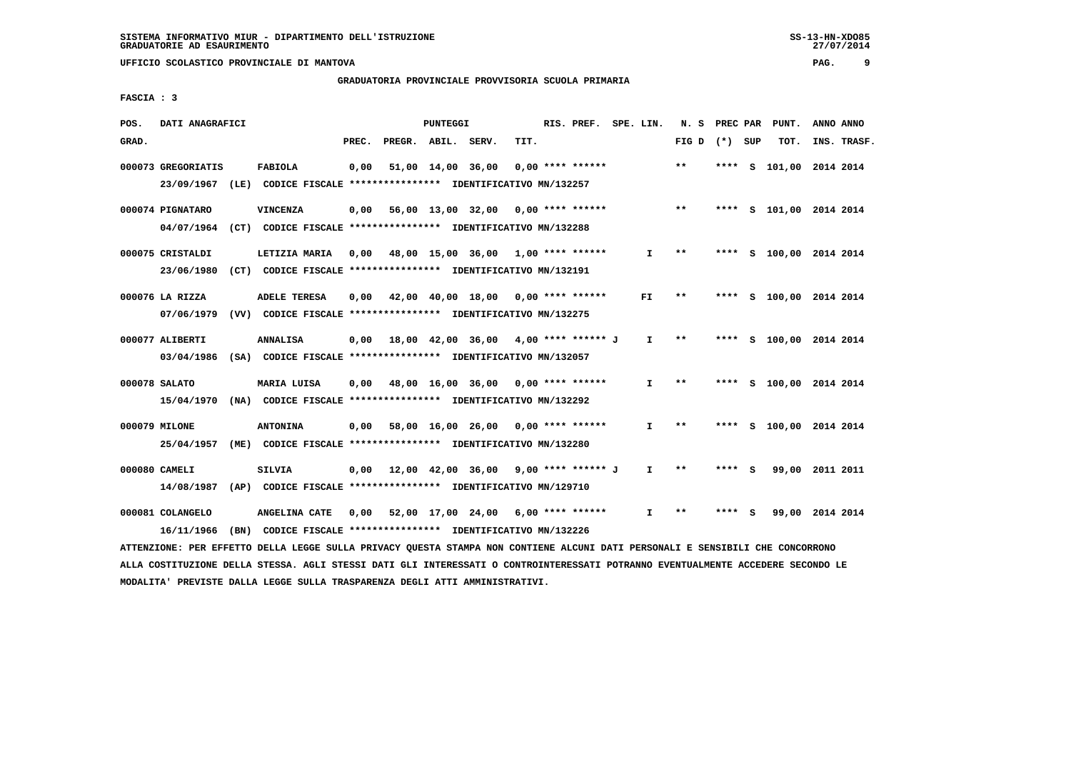SISTEMA INFORMATIVO MIUR - DIPARTIMENTO DELL'ISTRUZIONE
GRADUATORIE AD ESAURIMENTO

UFFICIO SCOLASTICO PROVINCIALE DI MANTOVA

GRADUATORIA PROVINCIALE PROVVISORIA SCUOLA PRIMARIA

FASCIA : 3

| POS. GRAD. | DATI ANAGRAFICI | | PREC. | PREGR. | ABIL. | SERV. | TIT. | RIS. PREF. | SPE. LIN. | N. S FIG D | PREC PAR (*) | SUP | PUNT. TOT. | ANNO INS. | ANNO TRASF. |
|---|---|---|---|---|---|---|---|---|---|---|---|---|---|---|---|
| 000073 | GREGORIATIS | FABIOLA | 0,00 | 51,00 | 14,00 | 36,00 | 0,00 | **** ****** | | ** | **** | S | 101,00 | 2014 | 2014 |
| | 23/09/1967 (LE) | CODICE FISCALE **************** IDENTIFICATIVO MN/132257 | | | | | | | | | | | | | |
| 000074 | PIGNATARO | VINCENZA | 0,00 | 56,00 | 13,00 | 32,00 | 0,00 | **** ****** | | ** | **** | S | 101,00 | 2014 | 2014 |
| | 04/07/1964 (CT) | CODICE FISCALE **************** IDENTIFICATIVO MN/132288 | | | | | | | | | | | | | |
| 000075 | CRISTALDI | LETIZIA MARIA | 0,00 | 48,00 | 15,00 | 36,00 | 1,00 | **** ****** | I | ** | **** | S | 100,00 | 2014 | 2014 |
| | 23/06/1980 (CT) | CODICE FISCALE **************** IDENTIFICATIVO MN/132191 | | | | | | | | | | | | | |
| 000076 | LA RIZZA | ADELE TERESA | 0,00 | 42,00 | 40,00 | 18,00 | 0,00 | **** ****** | FI | ** | **** | S | 100,00 | 2014 | 2014 |
| | 07/06/1979 (VV) | CODICE FISCALE **************** IDENTIFICATIVO MN/132275 | | | | | | | | | | | | | |
| 000077 | ALIBERTI | ANNALISA | 0,00 | 18,00 | 42,00 | 36,00 | 4,00 | **** ****** J | I | ** | **** | S | 100,00 | 2014 | 2014 |
| | 03/04/1986 (SA) | CODICE FISCALE **************** IDENTIFICATIVO MN/132057 | | | | | | | | | | | | | |
| 000078 | SALATO | MARIA LUISA | 0,00 | 48,00 | 16,00 | 36,00 | 0,00 | **** ****** | I | ** | **** | S | 100,00 | 2014 | 2014 |
| | 15/04/1970 (NA) | CODICE FISCALE **************** IDENTIFICATIVO MN/132292 | | | | | | | | | | | | | |
| 000079 | MILONE | ANTONINA | 0,00 | 58,00 | 16,00 | 26,00 | 0,00 | **** ****** | I | ** | **** | S | 100,00 | 2014 | 2014 |
| | 25/04/1957 (ME) | CODICE FISCALE **************** IDENTIFICATIVO MN/132280 | | | | | | | | | | | | | |
| 000080 | CAMELI | SILVIA | 0,00 | 12,00 | 42,00 | 36,00 | 9,00 | **** ****** J | I | ** | **** | S | 99,00 | 2011 | 2011 |
| | 14/08/1987 (AP) | CODICE FISCALE **************** IDENTIFICATIVO MN/129710 | | | | | | | | | | | | | |
| 000081 | COLANGELO | ANGELINA CATE | 0,00 | 52,00 | 17,00 | 24,00 | 6,00 | **** ****** | I | ** | **** | S | 99,00 | 2014 | 2014 |
| | 16/11/1966 (BN) | CODICE FISCALE **************** IDENTIFICATIVO MN/132226 | | | | | | | | | | | | | |

ATTENZIONE: PER EFFETTO DELLA LEGGE SULLA PRIVACY QUESTA STAMPA NON CONTIENE ALCUNI DATI PERSONALI E SENSIBILI CHE CONCORRONO ALLA COSTITUZIONE DELLA STESSA. AGLI STESSI DATI GLI INTERESSATI O CONTROINTERESSATI POTRANNO EVENTUALMENTE ACCEDERE SECONDO LE MODALITA' PREVISTE DALLA LEGGE SULLA TRASPARENZA DEGLI ATTI AMMINISTRATIVI.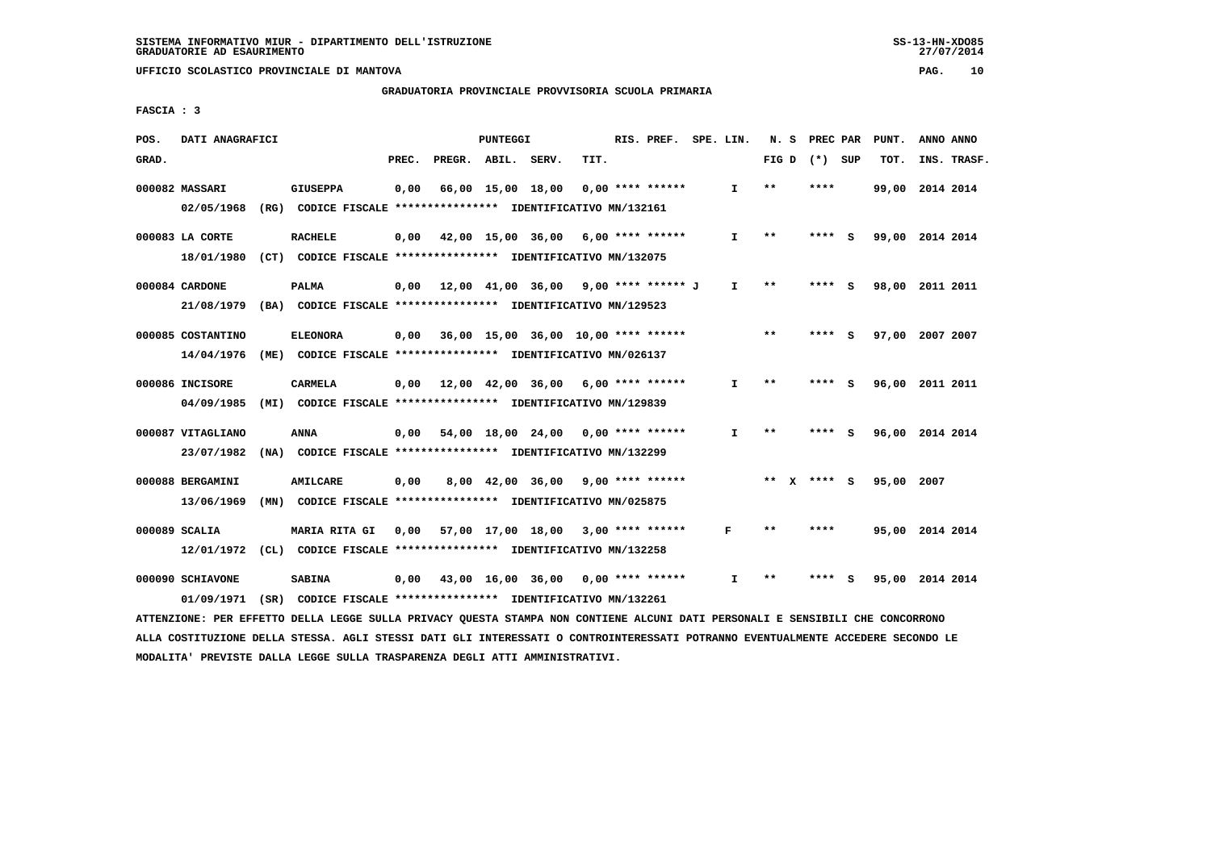SISTEMA INFORMATIVO MIUR - DIPARTIMENTO DELL'ISTRUZIONE
GRADUATORIE AD ESAURIMENTO

UFFICIO SCOLASTICO PROVINCIALE DI MANTOVA

GRADUATORIA PROVINCIALE PROVVISORIA SCUOLA PRIMARIA

FASCIA : 3

| POS. GRAD. | DATI ANAGRAFICI | | PREC. | PREGR. | ABIL. | SERV. | TIT. | RIS. PREF. | SPE. LIN. | N. S FIG D | PREC PAR (*) SUP | PUNT. TOT. | ANNO INS. | ANNO TRASF. |
|---|---|---|---|---|---|---|---|---|---|---|---|---|---|---|
| 000082 | MASSARI 02/05/1968 (RG) | GIUSEPPA CODICE FISCALE **************** IDENTIFICATIVO MN/132161 | 0,00 | 66,00 | 15,00 | 18,00 | 0,00 | **** ****** | I | ** | **** | 99,00 | 2014 | 2014 |
| 000083 | LA CORTE 18/01/1980 (CT) | RACHELE CODICE FISCALE **************** IDENTIFICATIVO MN/132075 | 0,00 | 42,00 | 15,00 | 36,00 | 6,00 | **** ****** | I | ** | **** S | 99,00 | 2014 | 2014 |
| 000084 | CARDONE 21/08/1979 (BA) | PALMA CODICE FISCALE **************** IDENTIFICATIVO MN/129523 | 0,00 | 12,00 | 41,00 | 36,00 | 9,00 | **** ****** J | I | ** | **** S | 98,00 | 2011 | 2011 |
| 000085 | COSTANTINO 14/04/1976 (ME) | ELEONORA CODICE FISCALE **************** IDENTIFICATIVO MN/026137 | 0,00 | 36,00 | 15,00 | 36,00 | 10,00 | **** ****** | | ** | **** S | 97,00 | 2007 | 2007 |
| 000086 | INCISORE 04/09/1985 (MI) | CARMELA CODICE FISCALE **************** IDENTIFICATIVO MN/129839 | 0,00 | 12,00 | 42,00 | 36,00 | 6,00 | **** ****** | I | ** | **** S | 96,00 | 2011 | 2011 |
| 000087 | VITAGLIANO 23/07/1982 (NA) | ANNA CODICE FISCALE **************** IDENTIFICATIVO MN/132299 | 0,00 | 54,00 | 18,00 | 24,00 | 0,00 | **** ****** | I | ** | **** S | 96,00 | 2014 | 2014 |
| 000088 | BERGAMINI 13/06/1969 (MN) | AMILCARE CODICE FISCALE **************** IDENTIFICATIVO MN/025875 | 0,00 | 8,00 | 42,00 | 36,00 | 9,00 | **** ****** | | ** X | **** S | 95,00 | 2007 | |
| 000089 | SCALIA 12/01/1972 (CL) | MARIA RITA GI CODICE FISCALE **************** IDENTIFICATIVO MN/132258 | 0,00 | 57,00 | 17,00 | 18,00 | 3,00 | **** ****** | F | ** | **** | 95,00 | 2014 | 2014 |
| 000090 | SCHIAVONE 01/09/1971 (SR) | SABINA CODICE FISCALE **************** IDENTIFICATIVO MN/132261 | 0,00 | 43,00 | 16,00 | 36,00 | 0,00 | **** ****** | I | ** | **** S | 95,00 | 2014 | 2014 |

ATTENZIONE: PER EFFETTO DELLA LEGGE SULLA PRIVACY QUESTA STAMPA NON CONTIENE ALCUNI DATI PERSONALI E SENSIBILI CHE CONCORRONO ALLA COSTITUZIONE DELLA STESSA. AGLI STESSI DATI GLI INTERESSATI O CONTROINTERESSATI POTRANNO EVENTUALMENTE ACCEDERE SECONDO LE MODALITA' PREVISTE DALLA LEGGE SULLA TRASPARENZA DEGLI ATTI AMMINISTRATIVI.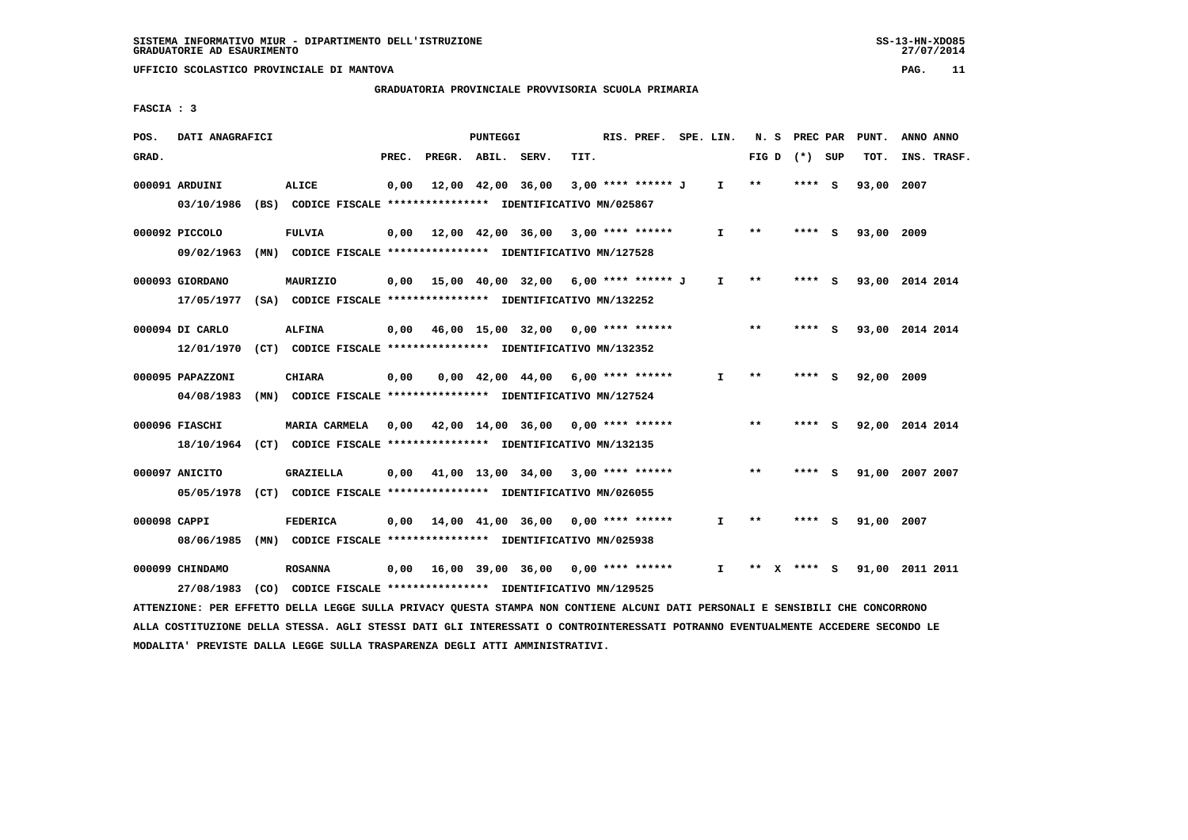SISTEMA INFORMATIVO MIUR - DIPARTIMENTO DELL'ISTRUZIONE
GRADUATORIE AD ESAURIMENTO

UFFICIO SCOLASTICO PROVINCIALE DI MANTOVA

GRADUATORIA PROVINCIALE PROVVISORIA SCUOLA PRIMARIA

FASCIA : 3

| POS. GRAD. | DATI ANAGRAFICI | | PREC. | PREGR. | ABIL. | SERV. | TIT. | RIS. PREF. | SPE. LIN. | N. S FIG D | PREC PAR (*) SUP | PUNT. TOT. | ANNO INS. | ANNO TRASF. |
|---|---|---|---|---|---|---|---|---|---|---|---|---|---|---|
| 000091 | ARDUINI | ALICE | 0,00 | 12,00 | 42,00 | 36,00 | 3,00 | **** ****** J | I | ** | **** S | 93,00 | 2007 | |
| | 03/10/1986 (BS) CODICE FISCALE **************** IDENTIFICATIVO MN/025867 | | | | | | | | | | | | | |
| 000092 | PICCOLO | FULVIA | 0,00 | 12,00 | 42,00 | 36,00 | 3,00 | **** ****** | I | ** | **** S | 93,00 | 2009 | |
| | 09/02/1963 (MN) CODICE FISCALE **************** IDENTIFICATIVO MN/127528 | | | | | | | | | | | | | |
| 000093 | GIORDANO | MAURIZIO | 0,00 | 15,00 | 40,00 | 32,00 | 6,00 | **** ****** J | I | ** | **** S | 93,00 | 2014 | 2014 |
| | 17/05/1977 (SA) CODICE FISCALE **************** IDENTIFICATIVO MN/132252 | | | | | | | | | | | | | |
| 000094 | DI CARLO | ALFINA | 0,00 | 46,00 | 15,00 | 32,00 | 0,00 | **** ****** | | ** | **** S | 93,00 | 2014 | 2014 |
| | 12/01/1970 (CT) CODICE FISCALE **************** IDENTIFICATIVO MN/132352 | | | | | | | | | | | | | |
| 000095 | PAPAZZONI | CHIARA | 0,00 | 0,00 | 42,00 | 44,00 | 6,00 | **** ****** | I | ** | **** S | 92,00 | 2009 | |
| | 04/08/1983 (MN) CODICE FISCALE **************** IDENTIFICATIVO MN/127524 | | | | | | | | | | | | | |
| 000096 | FIASCHI | MARIA CARMELA | 0,00 | 42,00 | 14,00 | 36,00 | 0,00 | **** ****** | | ** | **** S | 92,00 | 2014 | 2014 |
| | 18/10/1964 (CT) CODICE FISCALE **************** IDENTIFICATIVO MN/132135 | | | | | | | | | | | | | |
| 000097 | ANICITO | GRAZIELLA | 0,00 | 41,00 | 13,00 | 34,00 | 3,00 | **** ****** | | ** | **** S | 91,00 | 2007 | 2007 |
| | 05/05/1978 (CT) CODICE FISCALE **************** IDENTIFICATIVO MN/026055 | | | | | | | | | | | | | |
| 000098 | CAPPI | FEDERICA | 0,00 | 14,00 | 41,00 | 36,00 | 0,00 | **** ****** | I | ** | **** S | 91,00 | 2007 | |
| | 08/06/1985 (MN) CODICE FISCALE **************** IDENTIFICATIVO MN/025938 | | | | | | | | | | | | | |
| 000099 | CHINDAMO | ROSANNA | 0,00 | 16,00 | 39,00 | 36,00 | 0,00 | **** ****** | I | ** X | **** S | 91,00 | 2011 | 2011 |
| | 27/08/1983 (CO) CODICE FISCALE **************** IDENTIFICATIVO MN/129525 | | | | | | | | | | | | | |

ATTENZIONE: PER EFFETTO DELLA LEGGE SULLA PRIVACY QUESTA STAMPA NON CONTIENE ALCUNI DATI PERSONALI E SENSIBILI CHE CONCORRONO ALLA COSTITUZIONE DELLA STESSA. AGLI STESSI DATI GLI INTERESSATI O CONTROINTERESSATI POTRANNO EVENTUALMENTE ACCEDERE SECONDO LE MODALITA' PREVISTE DALLA LEGGE SULLA TRASPARENZA DEGLI ATTI AMMINISTRATIVI.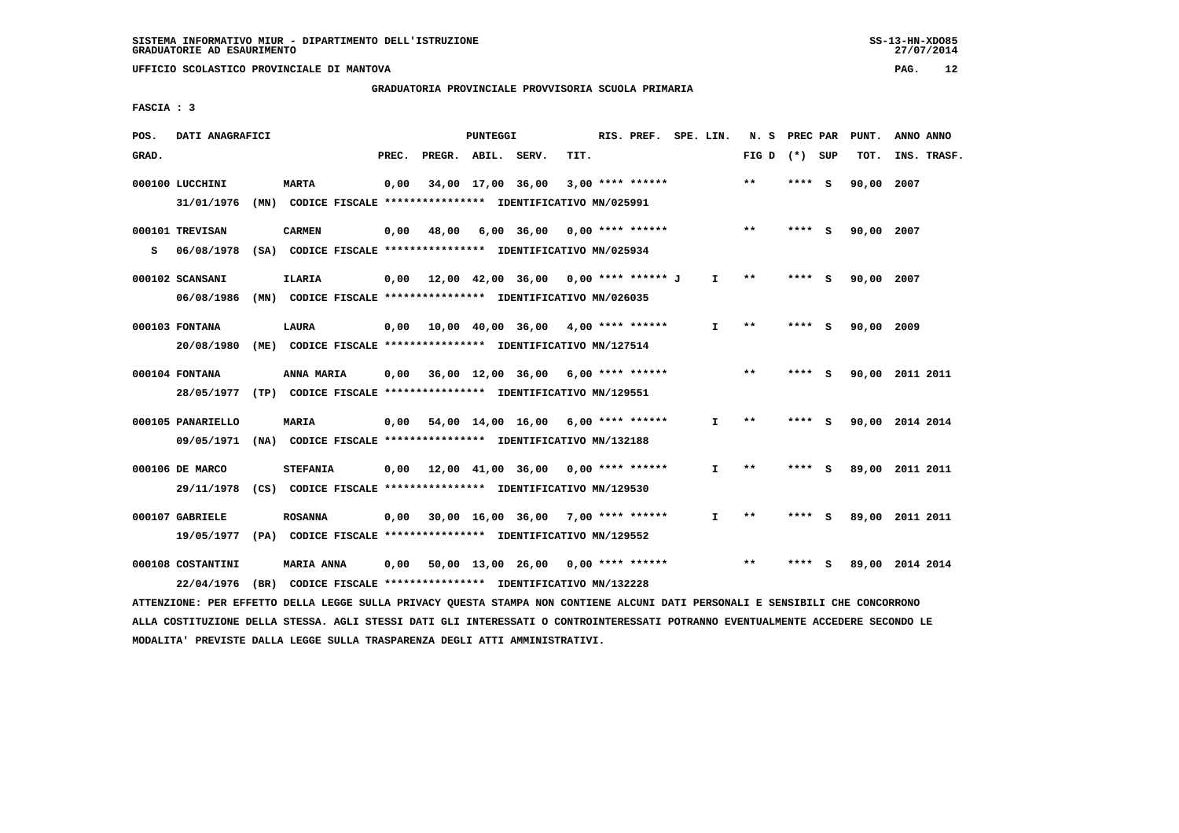SISTEMA INFORMATIVO MIUR - DIPARTIMENTO DELL'ISTRUZIONE
GRADUATORIE AD ESAURIMENTO

UFFICIO SCOLASTICO PROVINCIALE DI MANTOVA

GRADUATORIA PROVINCIALE PROVVISORIA SCUOLA PRIMARIA

FASCIA : 3

| POS. GRAD. | DATI ANAGRAFICI | | PREC. | PREGR. | ABIL. | SERV. | TIT. | RIS. PREF. | SPE. LIN. | N. S FIG D | PREC PAR (*) SUP | PUNT. TOT. | ANNO INS. | ANNO TRASF. |
|---|---|---|---|---|---|---|---|---|---|---|---|---|---|---|
| 000100 | LUCCHINI | MARTA | 0,00 | 34,00 | 17,00 | 36,00 | 3,00 | **** ****** | | ** | **** S | 90,00 | 2007 | |
| | 31/01/1976 (MN) CODICE FISCALE **************** IDENTIFICATIVO MN/025991 | | | | | | | | | | | | | |
| 000101 | TREVISAN | CARMEN | 0,00 | 48,00 | 6,00 | 36,00 | 0,00 | **** ****** | | ** | **** S | 90,00 | 2007 | |
| S | 06/08/1978 (SA) CODICE FISCALE **************** IDENTIFICATIVO MN/025934 | | | | | | | | | | | | | |
| 000102 | SCANSANI | ILARIA | 0,00 | 12,00 | 42,00 | 36,00 | 0,00 | **** ****** J | I | ** | **** S | 90,00 | 2007 | |
| | 06/08/1986 (MN) CODICE FISCALE **************** IDENTIFICATIVO MN/026035 | | | | | | | | | | | | | |
| 000103 | FONTANA | LAURA | 0,00 | 10,00 | 40,00 | 36,00 | 4,00 | **** ****** | I | ** | **** S | 90,00 | 2009 | |
| | 20/08/1980 (ME) CODICE FISCALE **************** IDENTIFICATIVO MN/127514 | | | | | | | | | | | | | |
| 000104 | FONTANA | ANNA MARIA | 0,00 | 36,00 | 12,00 | 36,00 | 6,00 | **** ****** | | ** | **** S | 90,00 | 2011 | 2011 |
| | 28/05/1977 (TP) CODICE FISCALE **************** IDENTIFICATIVO MN/129551 | | | | | | | | | | | | | |
| 000105 | PANARIELLO | MARIA | 0,00 | 54,00 | 14,00 | 16,00 | 6,00 | **** ****** | I | ** | **** S | 90,00 | 2014 | 2014 |
| | 09/05/1971 (NA) CODICE FISCALE **************** IDENTIFICATIVO MN/132188 | | | | | | | | | | | | | |
| 000106 | DE MARCO | STEFANIA | 0,00 | 12,00 | 41,00 | 36,00 | 0,00 | **** ****** | I | ** | **** S | 89,00 | 2011 | 2011 |
| | 29/11/1978 (CS) CODICE FISCALE **************** IDENTIFICATIVO MN/129530 | | | | | | | | | | | | | |
| 000107 | GABRIELE | ROSANNA | 0,00 | 30,00 | 16,00 | 36,00 | 7,00 | **** ****** | I | ** | **** S | 89,00 | 2011 | 2011 |
| | 19/05/1977 (PA) CODICE FISCALE **************** IDENTIFICATIVO MN/129552 | | | | | | | | | | | | | |
| 000108 | COSTANTINI | MARIA ANNA | 0,00 | 50,00 | 13,00 | 26,00 | 0,00 | **** ****** | | ** | **** S | 89,00 | 2014 | 2014 |
| | 22/04/1976 (BR) CODICE FISCALE **************** IDENTIFICATIVO MN/132228 | | | | | | | | | | | | | |

ATTENZIONE: PER EFFETTO DELLA LEGGE SULLA PRIVACY QUESTA STAMPA NON CONTIENE ALCUNI DATI PERSONALI E SENSIBILI CHE CONCORRONO ALLA COSTITUZIONE DELLA STESSA. AGLI STESSI DATI GLI INTERESSATI O CONTROINTERESSATI POTRANNO EVENTUALMENTE ACCEDERE SECONDO LE MODALITA' PREVISTE DALLA LEGGE SULLA TRASPARENZA DEGLI ATTI AMMINISTRATIVI.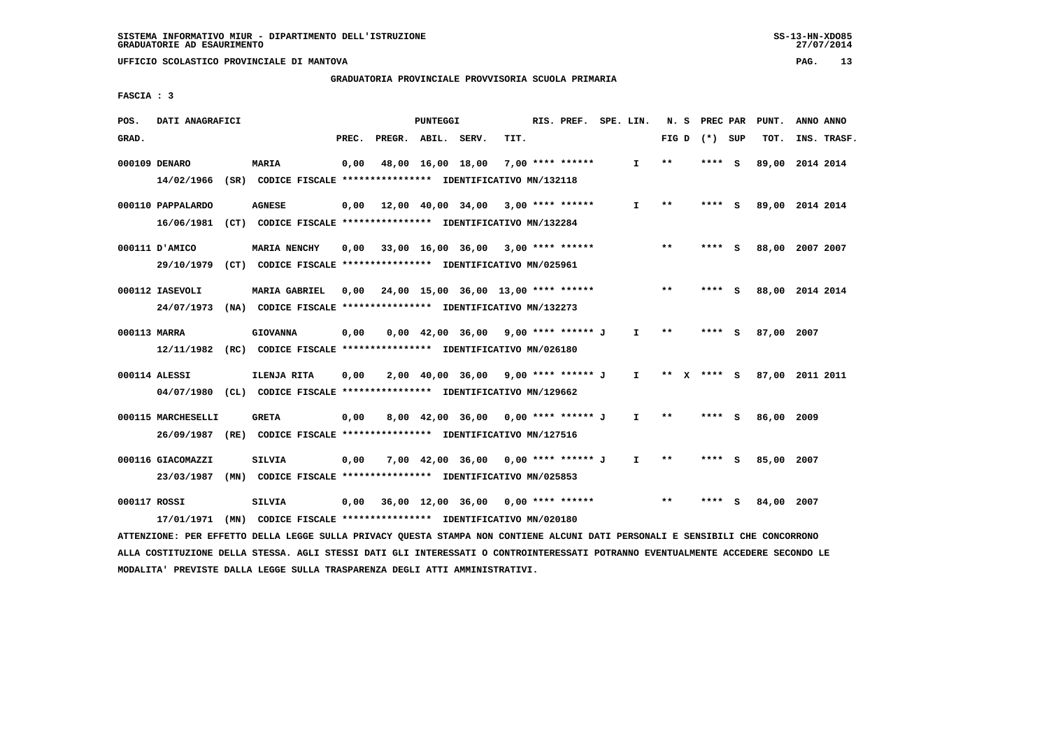SISTEMA INFORMATIVO MIUR - DIPARTIMENTO DELL'ISTRUZIONE
GRADUATORIE AD ESAURIMENTO

UFFICIO SCOLASTICO PROVINCIALE DI MANTOVA

GRADUATORIA PROVINCIALE PROVVISORIA SCUOLA PRIMARIA

FASCIA : 3

| POS. GRAD. | DATI ANAGRAFICI | | PREC. | PREGR. | ABIL. | SERV. | TIT. | RIS. PREF. | SPE. LIN. | N. S FIG D | PREC PAR (*) SUP | PUNT. TOT. | ANNO INS. | ANNO TRASF. |
|---|---|---|---|---|---|---|---|---|---|---|---|---|---|---|
| 000109 | DENARO | MARIA | 0,00 | 48,00 | 16,00 | 18,00 | 7,00 | **** ****** | I | ** | **** S | 89,00 | 2014 | 2014 |
| | 14/02/1966 (SR) | CODICE FISCALE **************** IDENTIFICATIVO MN/132118 | | | | | | | | | | | | |
| 000110 | PAPPALARDO | AGNESE | 0,00 | 12,00 | 40,00 | 34,00 | 3,00 | **** ****** | I | ** | **** S | 89,00 | 2014 | 2014 |
| | 16/06/1981 (CT) | CODICE FISCALE **************** IDENTIFICATIVO MN/132284 | | | | | | | | | | | | |
| 000111 | D'AMICO | MARIA NENCHY | 0,00 | 33,00 | 16,00 | 36,00 | 3,00 | **** ****** | | ** | **** S | 88,00 | 2007 | 2007 |
| | 29/10/1979 (CT) | CODICE FISCALE **************** IDENTIFICATIVO MN/025961 | | | | | | | | | | | | |
| 000112 | IASEVOLI | MARIA GABRIEL | 0,00 | 24,00 | 15,00 | 36,00 | 13,00 | **** ****** | | ** | **** S | 88,00 | 2014 | 2014 |
| | 24/07/1973 (NA) | CODICE FISCALE **************** IDENTIFICATIVO MN/132273 | | | | | | | | | | | | |
| 000113 | MARRA | GIOVANNA | 0,00 | 0,00 | 42,00 | 36,00 | 9,00 | **** ****** J | I | ** | **** S | 87,00 | 2007 | |
| | 12/11/1982 (RC) | CODICE FISCALE **************** IDENTIFICATIVO MN/026180 | | | | | | | | | | | | |
| 000114 | ALESSI | ILENJA RITA | 0,00 | 2,00 | 40,00 | 36,00 | 9,00 | **** ****** J | I | ** X | **** S | 87,00 | 2011 | 2011 |
| | 04/07/1980 (CL) | CODICE FISCALE **************** IDENTIFICATIVO MN/129662 | | | | | | | | | | | | |
| 000115 | MARCHESELLI | GRETA | 0,00 | 8,00 | 42,00 | 36,00 | 0,00 | **** ****** J | I | ** | **** S | 86,00 | 2009 | |
| | 26/09/1987 (RE) | CODICE FISCALE **************** IDENTIFICATIVO MN/127516 | | | | | | | | | | | | |
| 000116 | GIACOMAZZI | SILVIA | 0,00 | 7,00 | 42,00 | 36,00 | 0,00 | **** ****** J | I | ** | **** S | 85,00 | 2007 | |
| | 23/03/1987 (MN) | CODICE FISCALE **************** IDENTIFICATIVO MN/025853 | | | | | | | | | | | | |
| 000117 | ROSSI | SILVIA | 0,00 | 36,00 | 12,00 | 36,00 | 0,00 | **** ****** | | ** | **** S | 84,00 | 2007 | |
| | 17/01/1971 (MN) | CODICE FISCALE **************** IDENTIFICATIVO MN/020180 | | | | | | | | | | | | |

ATTENZIONE: PER EFFETTO DELLA LEGGE SULLA PRIVACY QUESTA STAMPA NON CONTIENE ALCUNI DATI PERSONALI E SENSIBILI CHE CONCORRONO ALLA COSTITUZIONE DELLA STESSA. AGLI STESSI DATI GLI INTERESSATI O CONTROINTERESSATI POTRANNO EVENTUALMENTE ACCEDERE SECONDO LE MODALITA' PREVISTE DALLA LEGGE SULLA TRASPARENZA DEGLI ATTI AMMINISTRATIVI.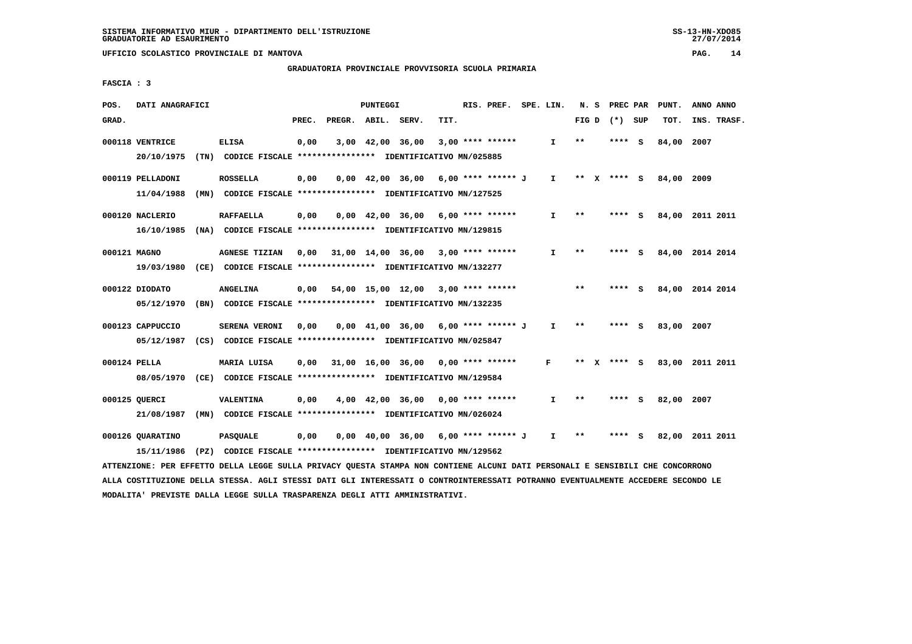SISTEMA INFORMATIVO MIUR - DIPARTIMENTO DELL'ISTRUZIONE
GRADUATORIE AD ESAURIMENTO

UFFICIO SCOLASTICO PROVINCIALE DI MANTOVA

GRADUATORIA PROVINCIALE PROVVISORIA SCUOLA PRIMARIA

FASCIA : 3

| POS. GRAD. | DATI ANAGRAFICI | | PREC. | PREGR. | ABIL. | SERV. | TIT. | RIS. PREF. | SPE. LIN. | N. S FIG D | PREC PAR (*) | SUP | PUNT. TOT. | ANNO INS. | ANNO TRASF. |
|---|---|---|---|---|---|---|---|---|---|---|---|---|---|---|---|
| 000118 | VENTRICE 20/10/1975 (TN) CODICE FISCALE **************** IDENTIFICATIVO MN/025885 | ELISA | 0,00 | 3,00 | 42,00 | 36,00 | 3,00 | **** ****** | I | ** | **** | S | 84,00 | 2007 | |
| 000119 | PELLADONI 11/04/1988 (MN) CODICE FISCALE **************** IDENTIFICATIVO MN/127525 | ROSSELLA | 0,00 | 0,00 | 42,00 | 36,00 | 6,00 | **** ****** J | I | ** X | **** | S | 84,00 | 2009 | |
| 000120 | NACLERIO 16/10/1985 (NA) CODICE FISCALE **************** IDENTIFICATIVO MN/129815 | RAFFAELLA | 0,00 | 0,00 | 42,00 | 36,00 | 6,00 | **** ****** | I | ** | **** | S | 84,00 | 2011 | 2011 |
| 000121 | MAGNO 19/03/1980 (CE) CODICE FISCALE **************** IDENTIFICATIVO MN/132277 | AGNESE TIZIAN | 0,00 | 31,00 | 14,00 | 36,00 | 3,00 | **** ****** | I | ** | **** | S | 84,00 | 2014 | 2014 |
| 000122 | DIODATO 05/12/1970 (BN) CODICE FISCALE **************** IDENTIFICATIVO MN/132235 | ANGELINA | 0,00 | 54,00 | 15,00 | 12,00 | 3,00 | **** ****** | | ** | **** | S | 84,00 | 2014 | 2014 |
| 000123 | CAPPUCCIO 05/12/1987 (CS) CODICE FISCALE **************** IDENTIFICATIVO MN/025847 | SERENA VERONI | 0,00 | 0,00 | 41,00 | 36,00 | 6,00 | **** ****** J | I | ** | **** | S | 83,00 | 2007 | |
| 000124 | PELLA 08/05/1970 (CE) CODICE FISCALE **************** IDENTIFICATIVO MN/129584 | MARIA LUISA | 0,00 | 31,00 | 16,00 | 36,00 | 0,00 | **** ****** | F | ** X | **** | S | 83,00 | 2011 | 2011 |
| 000125 | QUERCI 21/08/1987 (MN) CODICE FISCALE **************** IDENTIFICATIVO MN/026024 | VALENTINA | 0,00 | 4,00 | 42,00 | 36,00 | 0,00 | **** ****** | I | ** | **** | S | 82,00 | 2007 | |
| 000126 | QUARATINO 15/11/1986 (PZ) CODICE FISCALE **************** IDENTIFICATIVO MN/129562 | PASQUALE | 0,00 | 0,00 | 40,00 | 36,00 | 6,00 | **** ****** J | I | ** | **** | S | 82,00 | 2011 | 2011 |

ATTENZIONE: PER EFFETTO DELLA LEGGE SULLA PRIVACY QUESTA STAMPA NON CONTIENE ALCUNI DATI PERSONALI E SENSIBILI CHE CONCORRONO ALLA COSTITUZIONE DELLA STESSA. AGLI STESSI DATI GLI INTERESSATI O CONTROINTERESSATI POTRANNO EVENTUALMENTE ACCEDERE SECONDO LE MODALITA' PREVISTE DALLA LEGGE SULLA TRASPARENZA DEGLI ATTI AMMINISTRATIVI.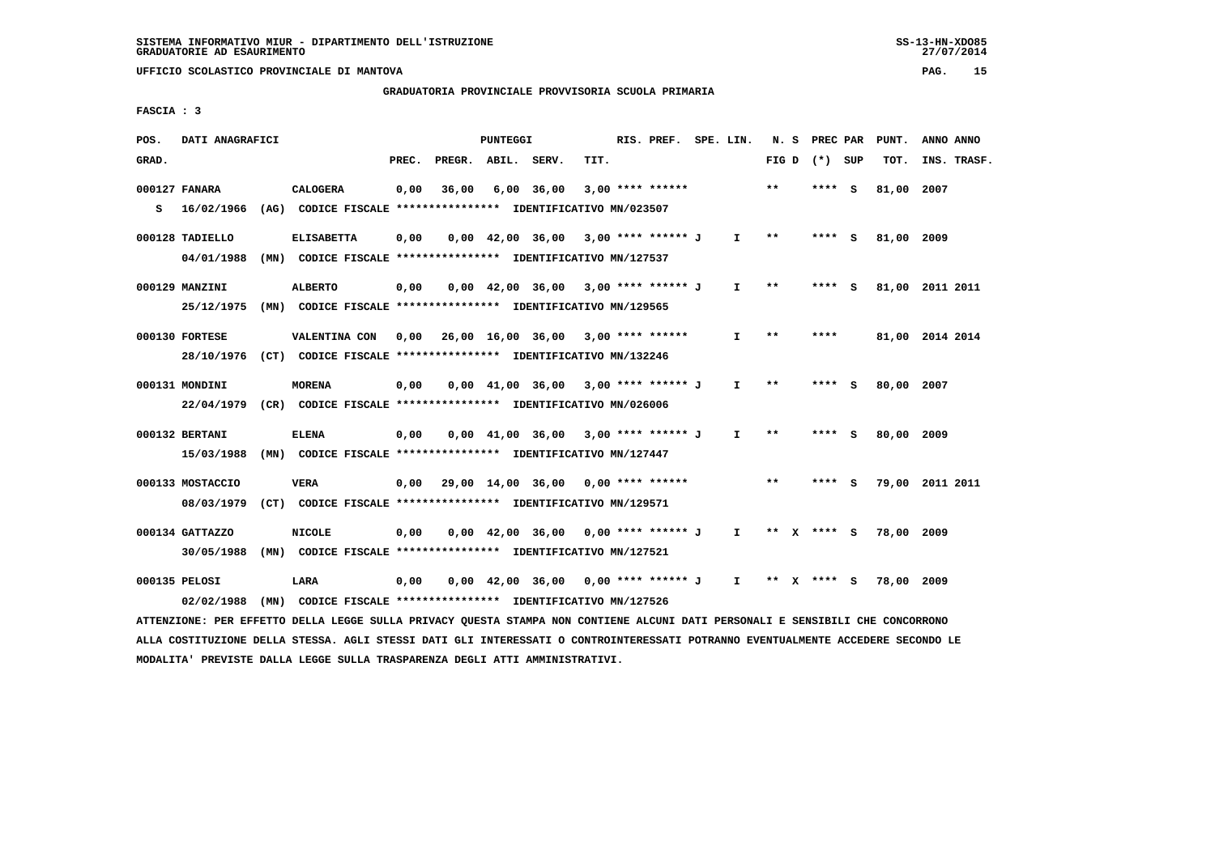SISTEMA INFORMATIVO MIUR - DIPARTIMENTO DELL'ISTRUZIONE
GRADUATORIE AD ESAURIMENTO

UFFICIO SCOLASTICO PROVINCIALE DI MANTOVA

## GRADUATORIA PROVINCIALE PROVVISORIA SCUOLA PRIMARIA

FASCIA : 3

| POS. GRAD. | DATI ANAGRAFICI | | PREC. | PREGR. | ABIL. | SERV. | TIT. | RIS. PREF. | SPE. LIN. | N. S FIG D | PREC PAR (*) SUP | PUNT. TOT. | ANNO INS. | ANNO TRASF. |
|---|---|---|---|---|---|---|---|---|---|---|---|---|---|---|
| 000127 | FANARA | CALOGERA | 0,00 | 36,00 | 6,00 | 36,00 | 3,00 | **** ****** | | ** | **** S | 81,00 | 2007 | |
| S | 16/02/1966 (AG) CODICE FISCALE **************** IDENTIFICATIVO MN/023507 | | | | | | | | | | | | | |
| 000128 | TADIELLO | ELISABETTA | 0,00 | 0,00 | 42,00 | 36,00 | 3,00 | **** ****** J | I | ** | **** S | 81,00 | 2009 | |
| | 04/01/1988 (MN) CODICE FISCALE **************** IDENTIFICATIVO MN/127537 | | | | | | | | | | | | | |
| 000129 | MANZINI | ALBERTO | 0,00 | 0,00 | 42,00 | 36,00 | 3,00 | **** ****** J | I | ** | **** S | 81,00 | 2011 | 2011 |
| | 25/12/1975 (MN) CODICE FISCALE **************** IDENTIFICATIVO MN/129565 | | | | | | | | | | | | | |
| 000130 | FORTESE | VALENTINA CON | 0,00 | 26,00 | 16,00 | 36,00 | 3,00 | **** ****** | I | ** | **** | 81,00 | 2014 | 2014 |
| | 28/10/1976 (CT) CODICE FISCALE **************** IDENTIFICATIVO MN/132246 | | | | | | | | | | | | | |
| 000131 | MONDINI | MORENA | 0,00 | 0,00 | 41,00 | 36,00 | 3,00 | **** ****** J | I | ** | **** S | 80,00 | 2007 | |
| | 22/04/1979 (CR) CODICE FISCALE **************** IDENTIFICATIVO MN/026006 | | | | | | | | | | | | | |
| 000132 | BERTANI | ELENA | 0,00 | 0,00 | 41,00 | 36,00 | 3,00 | **** ****** J | I | ** | **** S | 80,00 | 2009 | |
| | 15/03/1988 (MN) CODICE FISCALE **************** IDENTIFICATIVO MN/127447 | | | | | | | | | | | | | |
| 000133 | MOSTACCIO | VERA | 0,00 | 29,00 | 14,00 | 36,00 | 0,00 | **** ****** | | ** | **** S | 79,00 | 2011 | 2011 |
| | 08/03/1979 (CT) CODICE FISCALE **************** IDENTIFICATIVO MN/129571 | | | | | | | | | | | | | |
| 000134 | GATTAZZO | NICOLE | 0,00 | 0,00 | 42,00 | 36,00 | 0,00 | **** ****** J | I | ** X | **** S | 78,00 | 2009 | |
| | 30/05/1988 (MN) CODICE FISCALE **************** IDENTIFICATIVO MN/127521 | | | | | | | | | | | | | |
| 000135 | PELOSI | LARA | 0,00 | 0,00 | 42,00 | 36,00 | 0,00 | **** ****** J | I | ** X | **** S | 78,00 | 2009 | |
| | 02/02/1988 (MN) CODICE FISCALE **************** IDENTIFICATIVO MN/127526 | | | | | | | | | | | | | |

ATTENZIONE: PER EFFETTO DELLA LEGGE SULLA PRIVACY QUESTA STAMPA NON CONTIENE ALCUNI DATI PERSONALI E SENSIBILI CHE CONCORRONO ALLA COSTITUZIONE DELLA STESSA. AGLI STESSI DATI GLI INTERESSATI O CONTROINTERESSATI POTRANNO EVENTUALMENTE ACCEDERE SECONDO LE MODALITA' PREVISTE DALLA LEGGE SULLA TRASPARENZA DEGLI ATTI AMMINISTRATIVI.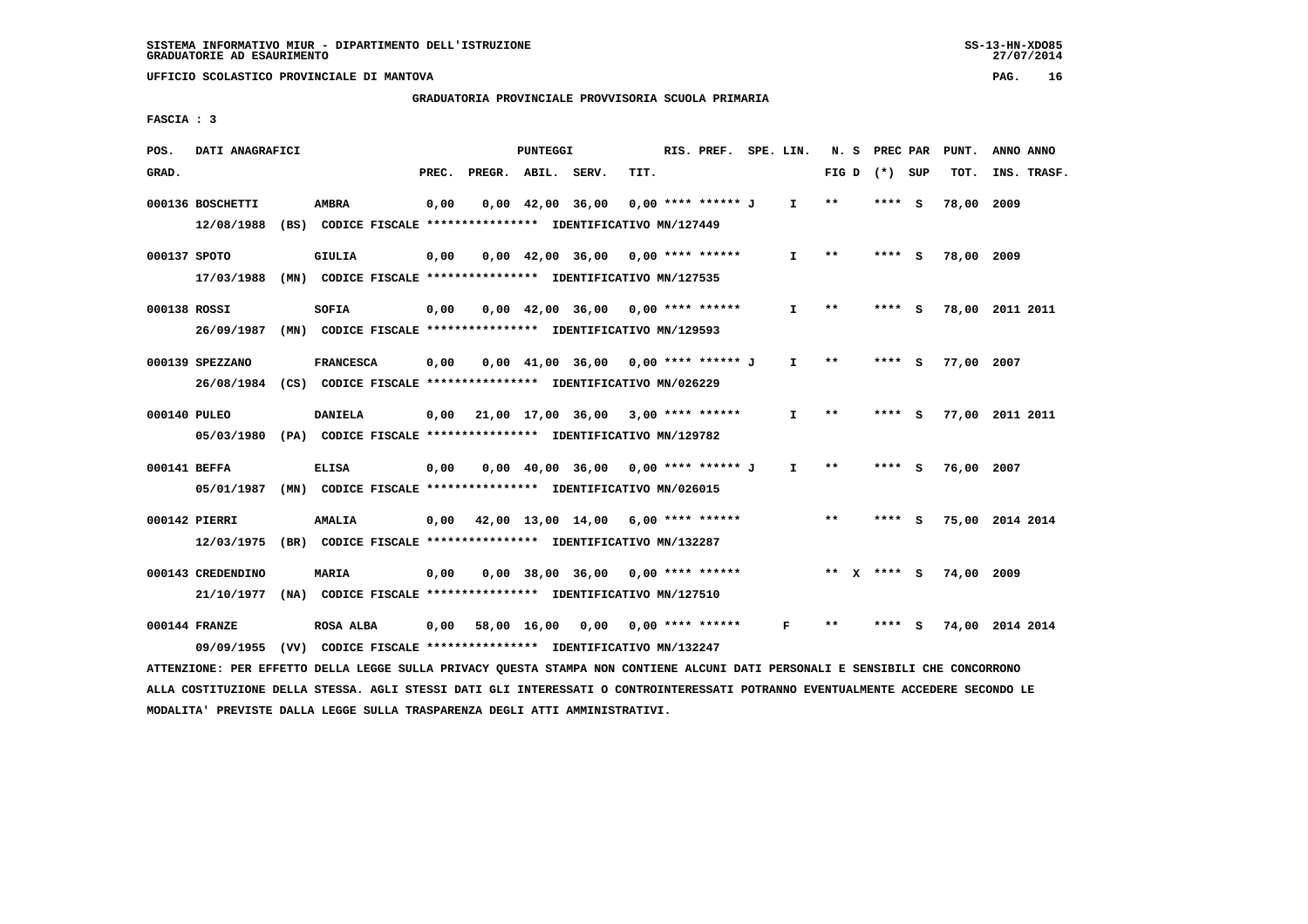SISTEMA INFORMATIVO MIUR - DIPARTIMENTO DELL'ISTRUZIONE
GRADUATORIE AD ESAURIMENTO

UFFICIO SCOLASTICO PROVINCIALE DI MANTOVA

GRADUATORIA PROVINCIALE PROVVISORIA SCUOLA PRIMARIA

FASCIA : 3

| POS. GRAD. | DATI ANAGRAFICI | | PREC. | PREGR. | ABIL. | SERV. | TIT. | RIS. PREF. | SPE. LIN. | N. S FIG D | PREC PAR (*) SUP | PUNT. TOT. | ANNO INS. | ANNO TRASF. |
|---|---|---|---|---|---|---|---|---|---|---|---|---|---|---|
| 000136 | BOSCHETTI | AMBRA | 0,00 | 0,00 | 42,00 | 36,00 | 0,00 | **** ****** J | I | ** | **** S | 78,00 | 2009 | |
| | 12/08/1988 (BS) CODICE FISCALE **************** IDENTIFICATIVO MN/127449 | | | | | | | | | | | | | |
| 000137 | SPOTO | GIULIA | 0,00 | 0,00 | 42,00 | 36,00 | 0,00 | **** ****** | I | ** | **** S | 78,00 | 2009 | |
| | 17/03/1988 (MN) CODICE FISCALE **************** IDENTIFICATIVO MN/127535 | | | | | | | | | | | | | |
| 000138 | ROSSI | SOFIA | 0,00 | 0,00 | 42,00 | 36,00 | 0,00 | **** ****** | I | ** | **** S | 78,00 | 2011 | 2011 |
| | 26/09/1987 (MN) CODICE FISCALE **************** IDENTIFICATIVO MN/129593 | | | | | | | | | | | | | |
| 000139 | SPEZZANO | FRANCESCA | 0,00 | 0,00 | 41,00 | 36,00 | 0,00 | **** ****** J | I | ** | **** S | 77,00 | 2007 | |
| | 26/08/1984 (CS) CODICE FISCALE **************** IDENTIFICATIVO MN/026229 | | | | | | | | | | | | | |
| 000140 | PULEO | DANIELA | 0,00 | 21,00 | 17,00 | 36,00 | 3,00 | **** ****** | I | ** | **** S | 77,00 | 2011 | 2011 |
| | 05/03/1980 (PA) CODICE FISCALE **************** IDENTIFICATIVO MN/129782 | | | | | | | | | | | | | |
| 000141 | BEFFA | ELISA | 0,00 | 0,00 | 40,00 | 36,00 | 0,00 | **** ****** J | I | ** | **** S | 76,00 | 2007 | |
| | 05/01/1987 (MN) CODICE FISCALE **************** IDENTIFICATIVO MN/026015 | | | | | | | | | | | | | |
| 000142 | PIERRI | AMALIA | 0,00 | 42,00 | 13,00 | 14,00 | 6,00 | **** ****** | | ** | **** S | 75,00 | 2014 | 2014 |
| | 12/03/1975 (BR) CODICE FISCALE **************** IDENTIFICATIVO MN/132287 | | | | | | | | | | | | | |
| 000143 | CREDENDINO | MARIA | 0,00 | 0,00 | 38,00 | 36,00 | 0,00 | **** ****** | | ** X | **** S | 74,00 | 2009 | |
| | 21/10/1977 (NA) CODICE FISCALE **************** IDENTIFICATIVO MN/127510 | | | | | | | | | | | | | |
| 000144 | FRANZE | ROSA ALBA | 0,00 | 58,00 | 16,00 | 0,00 | 0,00 | **** ****** | F | ** | **** S | 74,00 | 2014 | 2014 |
| | 09/09/1955 (VV) CODICE FISCALE **************** IDENTIFICATIVO MN/132247 | | | | | | | | | | | | | |

ATTENZIONE: PER EFFETTO DELLA LEGGE SULLA PRIVACY QUESTA STAMPA NON CONTIENE ALCUNI DATI PERSONALI E SENSIBILI CHE CONCORRONO ALLA COSTITUZIONE DELLA STESSA. AGLI STESSI DATI GLI INTERESSATI O CONTROINTERESSATI POTRANNO EVENTUALMENTE ACCEDERE SECONDO LE MODALITA' PREVISTE DALLA LEGGE SULLA TRASPARENZA DEGLI ATTI AMMINISTRATIVI.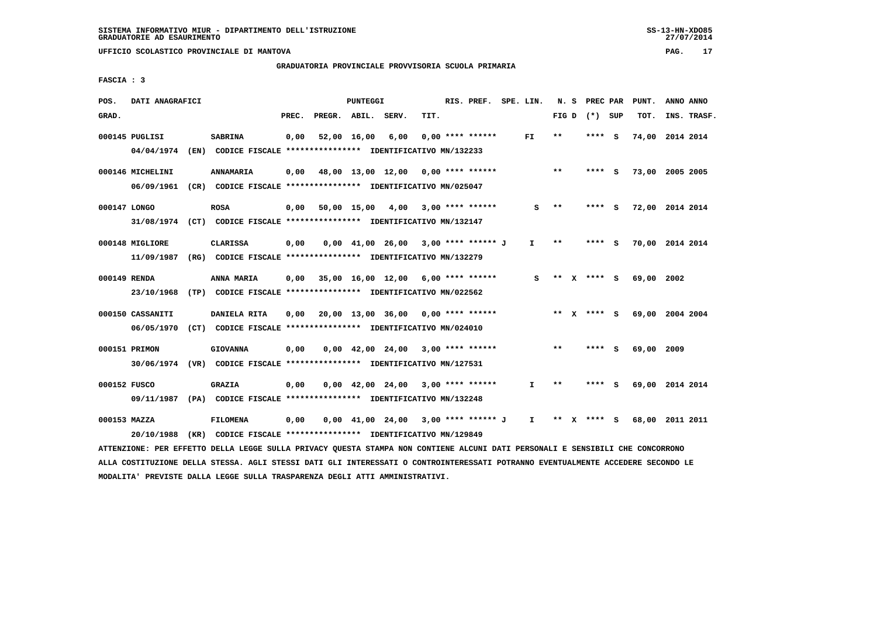SISTEMA INFORMATIVO MIUR - DIPARTIMENTO DELL'ISTRUZIONE
GRADUATORIE AD ESAURIMENTO

UFFICIO SCOLASTICO PROVINCIALE DI MANTOVA

GRADUATORIA PROVINCIALE PROVVISORIA SCUOLA PRIMARIA

FASCIA : 3

| POS. GRAD. | DATI ANAGRAFICI | | PREC. | PREGR. | ABIL. | SERV. | TIT. | RIS. PREF. | SPE. LIN. | N. S FIG D | PREC PAR (*) SUP | PUNT. TOT. | ANNO INS. | ANNO TRASF. |
|---|---|---|---|---|---|---|---|---|---|---|---|---|---|---|
| 000145 | PUGLISI | SABRINA | 0,00 | 52,00 | 16,00 | 6,00 | 0,00 | **** ****** | FI | ** | **** S | 74,00 | 2014 | 2014 |
| | 04/04/1974 (EN) CODICE FISCALE **************** IDENTIFICATIVO MN/132233 | | | | | | | | | | | | | |
| 000146 | MICHELINI | ANNAMARIA | 0,00 | 48,00 | 13,00 | 12,00 | 0,00 | **** ****** | | ** | **** S | 73,00 | 2005 | 2005 |
| | 06/09/1961 (CR) CODICE FISCALE **************** IDENTIFICATIVO MN/025047 | | | | | | | | | | | | | |
| 000147 | LONGO | ROSA | 0,00 | 50,00 | 15,00 | 4,00 | 3,00 | **** ****** | S | ** | **** S | 72,00 | 2014 | 2014 |
| | 31/08/1974 (CT) CODICE FISCALE **************** IDENTIFICATIVO MN/132147 | | | | | | | | | | | | | |
| 000148 | MIGLIORE | CLARISSA | 0,00 | 0,00 | 41,00 | 26,00 | 3,00 | **** ****** J | I | ** | **** S | 70,00 | 2014 | 2014 |
| | 11/09/1987 (RG) CODICE FISCALE **************** IDENTIFICATIVO MN/132279 | | | | | | | | | | | | | |
| 000149 | RENDA | ANNA MARIA | 0,00 | 35,00 | 16,00 | 12,00 | 6,00 | **** ****** | S | ** X | **** S | 69,00 | 2002 | |
| | 23/10/1968 (TP) CODICE FISCALE **************** IDENTIFICATIVO MN/022562 | | | | | | | | | | | | | |
| 000150 | CASSANITI | DANIELA RITA | 0,00 | 20,00 | 13,00 | 36,00 | 0,00 | **** ****** | | ** X | **** S | 69,00 | 2004 | 2004 |
| | 06/05/1970 (CT) CODICE FISCALE **************** IDENTIFICATIVO MN/024010 | | | | | | | | | | | | | |
| 000151 | PRIMON | GIOVANNA | 0,00 | 0,00 | 42,00 | 24,00 | 3,00 | **** ****** | | ** | **** S | 69,00 | 2009 | |
| | 30/06/1974 (VR) CODICE FISCALE **************** IDENTIFICATIVO MN/127531 | | | | | | | | | | | | | |
| 000152 | FUSCO | GRAZIA | 0,00 | 0,00 | 42,00 | 24,00 | 3,00 | **** ****** | I | ** | **** S | 69,00 | 2014 | 2014 |
| | 09/11/1987 (PA) CODICE FISCALE **************** IDENTIFICATIVO MN/132248 | | | | | | | | | | | | | |
| 000153 | MAZZA | FILOMENA | 0,00 | 0,00 | 41,00 | 24,00 | 3,00 | **** ****** J | I | ** X | **** S | 68,00 | 2011 | 2011 |
| | 20/10/1988 (KR) CODICE FISCALE **************** IDENTIFICATIVO MN/129849 | | | | | | | | | | | | | |

ATTENZIONE: PER EFFETTO DELLA LEGGE SULLA PRIVACY QUESTA STAMPA NON CONTIENE ALCUNI DATI PERSONALI E SENSIBILI CHE CONCORRONO ALLA COSTITUZIONE DELLA STESSA. AGLI STESSI DATI GLI INTERESSATI O CONTROINTERESSATI POTRANNO EVENTUALMENTE ACCEDERE SECONDO LE MODALITA' PREVISTE DALLA LEGGE SULLA TRASPARENZA DEGLI ATTI AMMINISTRATIVI.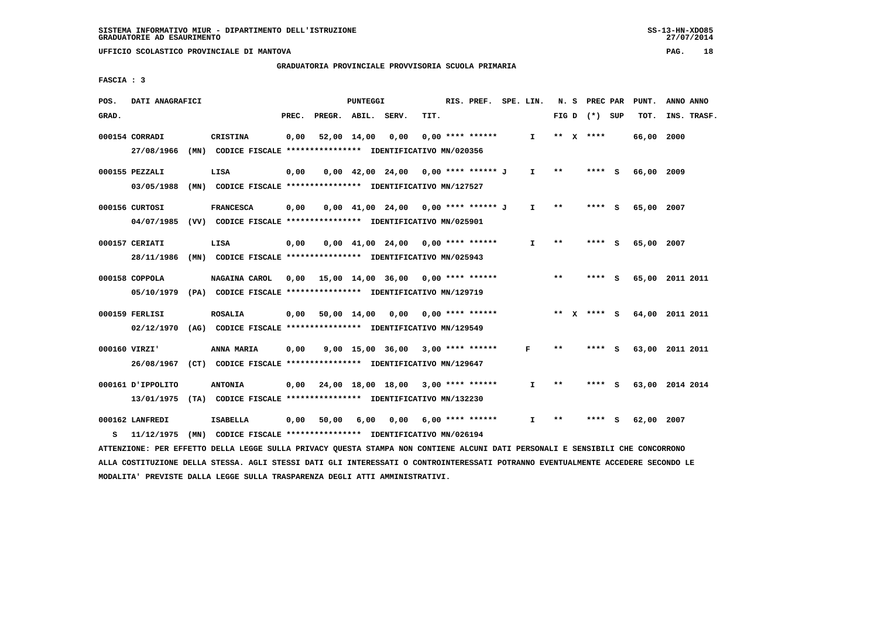SISTEMA INFORMATIVO MIUR - DIPARTIMENTO DELL'ISTRUZIONE
GRADUATORIE AD ESAURIMENTO

UFFICIO SCOLASTICO PROVINCIALE DI MANTOVA

GRADUATORIA PROVINCIALE PROVVISORIA SCUOLA PRIMARIA

FASCIA : 3

| POS. GRAD. | DATI ANAGRAFICI | | PREC. | PREGR. | ABIL. | SERV. | TIT. | RIS. PREF. | SPE. LIN. | N. S FIG D | PREC PAR (*) SUP | PUNT. TOT. | ANNO INS. | ANNO TRASF. |
|---|---|---|---|---|---|---|---|---|---|---|---|---|---|---|
| 000154 | CORRADI | CRISTINA | 0,00 | 52,00 | 14,00 | 0,00 | 0,00 | **** ****** | I | ** X | **** | 66,00 | 2000 | |
| | 27/08/1966 (MN) CODICE FISCALE **************** IDENTIFICATIVO MN/020356 | | | | | | | | | | | | | |
| 000155 | PEZZALI | LISA | 0,00 | 0,00 | 42,00 | 24,00 | 0,00 | **** ****** J | I | ** | **** S | 66,00 | 2009 | |
| | 03/05/1988 (MN) CODICE FISCALE **************** IDENTIFICATIVO MN/127527 | | | | | | | | | | | | | |
| 000156 | CURTOSI | FRANCESCA | 0,00 | 0,00 | 41,00 | 24,00 | 0,00 | **** ****** J | I | ** | **** S | 65,00 | 2007 | |
| | 04/07/1985 (VV) CODICE FISCALE **************** IDENTIFICATIVO MN/025901 | | | | | | | | | | | | | |
| 000157 | CERIATI | LISA | 0,00 | 0,00 | 41,00 | 24,00 | 0,00 | **** ****** | I | ** | **** S | 65,00 | 2007 | |
| | 28/11/1986 (MN) CODICE FISCALE **************** IDENTIFICATIVO MN/025943 | | | | | | | | | | | | | |
| 000158 | COPPOLA | NAGAINA CAROL | 0,00 | 15,00 | 14,00 | 36,00 | 0,00 | **** ****** | | ** | **** S | 65,00 | 2011 | 2011 |
| | 05/10/1979 (PA) CODICE FISCALE **************** IDENTIFICATIVO MN/129719 | | | | | | | | | | | | | |
| 000159 | FERLISI | ROSALIA | 0,00 | 50,00 | 14,00 | 0,00 | 0,00 | **** ****** | | ** X | **** S | 64,00 | 2011 | 2011 |
| | 02/12/1970 (AG) CODICE FISCALE **************** IDENTIFICATIVO MN/129549 | | | | | | | | | | | | | |
| 000160 | VIRZI' | ANNA MARIA | 0,00 | 9,00 | 15,00 | 36,00 | 3,00 | **** ****** | F | ** | **** S | 63,00 | 2011 | 2011 |
| | 26/08/1967 (CT) CODICE FISCALE **************** IDENTIFICATIVO MN/129647 | | | | | | | | | | | | | |
| 000161 | D'IPPOLITO | ANTONIA | 0,00 | 24,00 | 18,00 | 18,00 | 3,00 | **** ****** | I | ** | **** S | 63,00 | 2014 | 2014 |
| | 13/01/1975 (TA) CODICE FISCALE **************** IDENTIFICATIVO MN/132230 | | | | | | | | | | | | | |
| 000162 | LANFREDI | ISABELLA | 0,00 | 50,00 | 6,00 | 0,00 | 6,00 | **** ****** | I | ** | **** S | 62,00 | 2007 | |
| S | 11/12/1975 (MN) CODICE FISCALE **************** IDENTIFICATIVO MN/026194 | | | | | | | | | | | | | |

ATTENZIONE: PER EFFETTO DELLA LEGGE SULLA PRIVACY QUESTA STAMPA NON CONTIENE ALCUNI DATI PERSONALI E SENSIBILI CHE CONCORRONO ALLA COSTITUZIONE DELLA STESSA. AGLI STESSI DATI GLI INTERESSATI O CONTROINTERESSATI POTRANNO EVENTUALMENTE ACCEDERE SECONDO LE MODALITA' PREVISTE DALLA LEGGE SULLA TRASPARENZA DEGLI ATTI AMMINISTRATIVI.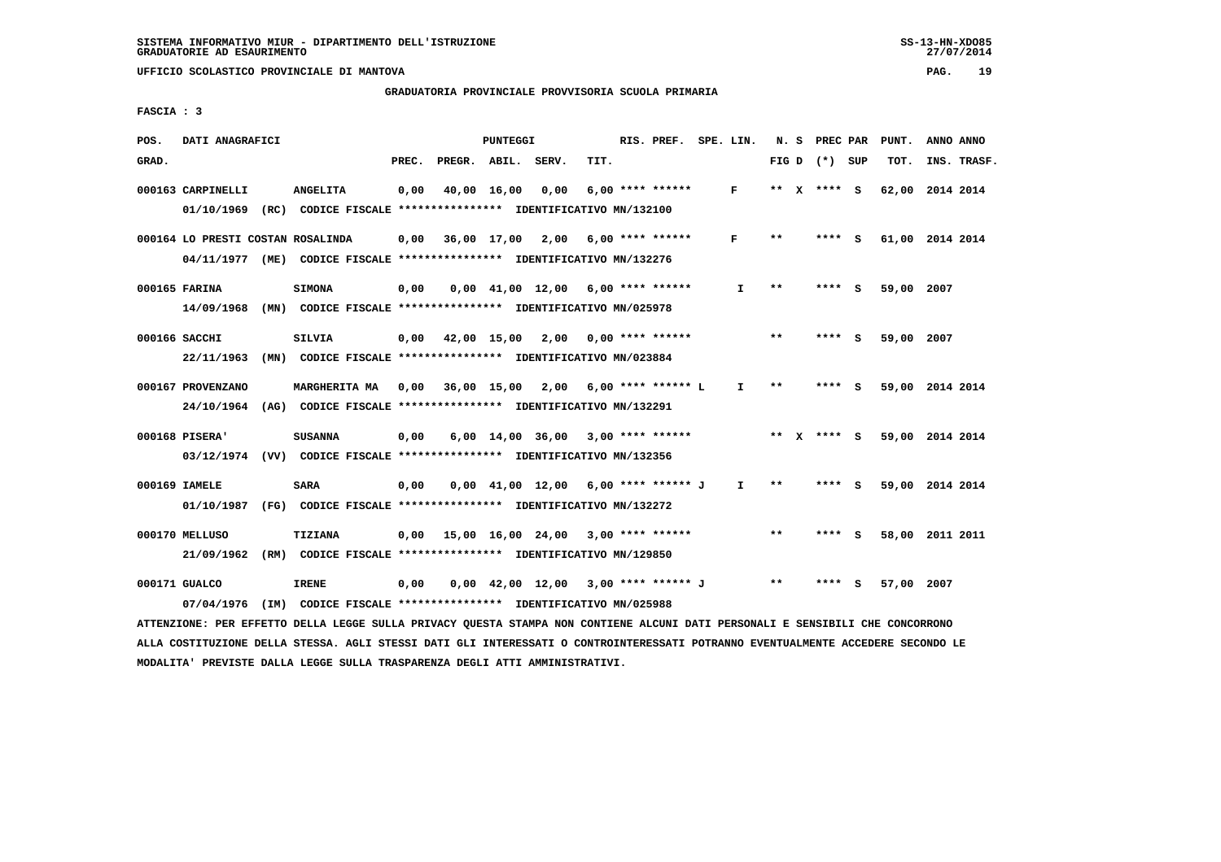SISTEMA INFORMATIVO MIUR - DIPARTIMENTO DELL'ISTRUZIONE
GRADUATORIE AD ESAURIMENTO

UFFICIO SCOLASTICO PROVINCIALE DI MANTOVA

GRADUATORIA PROVINCIALE PROVVISORIA SCUOLA PRIMARIA

FASCIA : 3

| POS. GRAD. | DATI ANAGRAFICI | | PREC. | PREGR. | ABIL. | SERV. | TIT. | RIS. PREF. | SPE. LIN. | N. S FIG D | PREC PAR (*) | SUP | PUNT. TOT. | ANNO INS. | ANNO TRASF. |
|---|---|---|---|---|---|---|---|---|---|---|---|---|---|---|---|
| 000163 | CARPINELLI | ANGELITA | 0,00 | 40,00 | 16,00 | 0,00 | 6,00 | **** ****** | F | ** X | **** | S | 62,00 | 2014 | 2014 |
| | 01/10/1969 (RC) CODICE FISCALE **************** IDENTIFICATIVO MN/132100 | | | | | | | | | | | | | | |
| 000164 | LO PRESTI COSTAN ROSALINDA | | 0,00 | 36,00 | 17,00 | 2,00 | 6,00 | **** ****** | F | ** | **** | S | 61,00 | 2014 | 2014 |
| | 04/11/1977 (ME) CODICE FISCALE **************** IDENTIFICATIVO MN/132276 | | | | | | | | | | | | | | |
| 000165 | FARINA | SIMONA | 0,00 | 0,00 | 41,00 | 12,00 | 6,00 | **** ****** | I | ** | **** | S | 59,00 | 2007 | |
| | 14/09/1968 (MN) CODICE FISCALE **************** IDENTIFICATIVO MN/025978 | | | | | | | | | | | | | | |
| 000166 | SACCHI | SILVIA | 0,00 | 42,00 | 15,00 | 2,00 | 0,00 | **** ****** | | ** | **** | S | 59,00 | 2007 | |
| | 22/11/1963 (MN) CODICE FISCALE **************** IDENTIFICATIVO MN/023884 | | | | | | | | | | | | | | |
| 000167 | PROVENZANO | MARGHERITA MA | 0,00 | 36,00 | 15,00 | 2,00 | 6,00 | **** ****** L | I | ** | **** | S | 59,00 | 2014 | 2014 |
| | 24/10/1964 (AG) CODICE FISCALE **************** IDENTIFICATIVO MN/132291 | | | | | | | | | | | | | | |
| 000168 | PISERA' | SUSANNA | 0,00 | 6,00 | 14,00 | 36,00 | 3,00 | **** ****** | | ** X | **** | S | 59,00 | 2014 | 2014 |
| | 03/12/1974 (VV) CODICE FISCALE **************** IDENTIFICATIVO MN/132356 | | | | | | | | | | | | | | |
| 000169 | IAMELE | SARA | 0,00 | 0,00 | 41,00 | 12,00 | 6,00 | **** ****** J | I | ** | **** | S | 59,00 | 2014 | 2014 |
| | 01/10/1987 (FG) CODICE FISCALE **************** IDENTIFICATIVO MN/132272 | | | | | | | | | | | | | | |
| 000170 | MELLUSO | TIZIANA | 0,00 | 15,00 | 16,00 | 24,00 | 3,00 | **** ****** | | ** | **** | S | 58,00 | 2011 | 2011 |
| | 21/09/1962 (RM) CODICE FISCALE **************** IDENTIFICATIVO MN/129850 | | | | | | | | | | | | | | |
| 000171 | GUALCO | IRENE | 0,00 | 0,00 | 42,00 | 12,00 | 3,00 | **** ****** J | | ** | **** | S | 57,00 | 2007 | |
| | 07/04/1976 (IM) CODICE FISCALE **************** IDENTIFICATIVO MN/025988 | | | | | | | | | | | | | | |

ATTENZIONE: PER EFFETTO DELLA LEGGE SULLA PRIVACY QUESTA STAMPA NON CONTIENE ALCUNI DATI PERSONALI E SENSIBILI CHE CONCORRONO ALLA COSTITUZIONE DELLA STESSA. AGLI STESSI DATI GLI INTERESSATI O CONTROINTERESSATI POTRANNO EVENTUALMENTE ACCEDERE SECONDO LE MODALITA' PREVISTE DALLA LEGGE SULLA TRASPARENZA DEGLI ATTI AMMINISTRATIVI.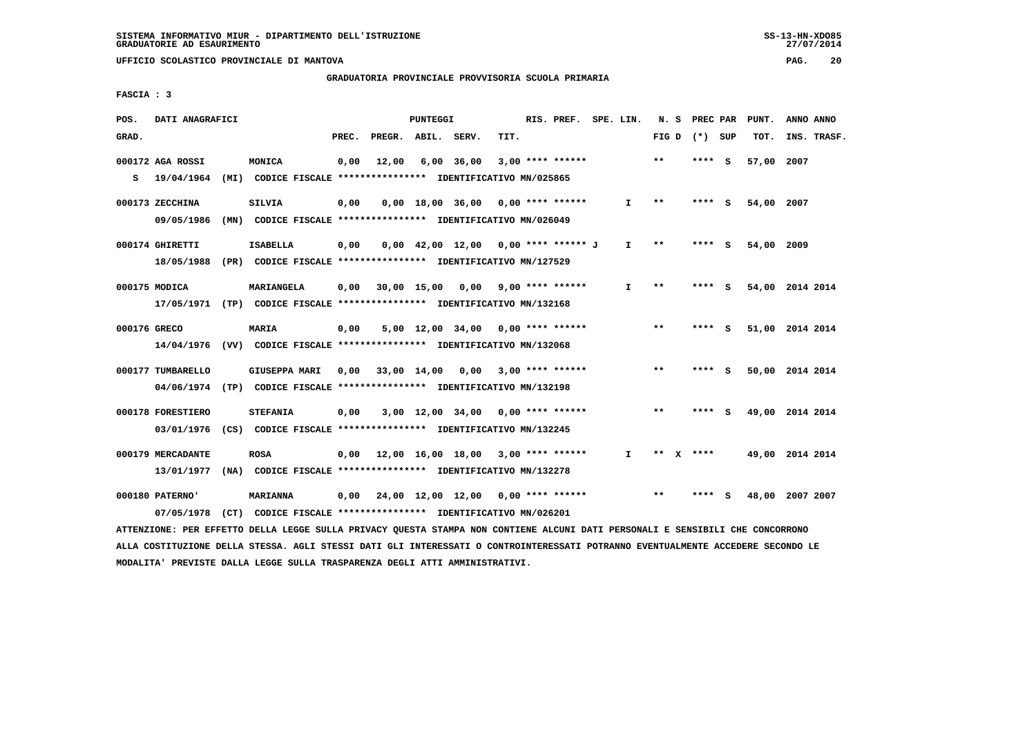SISTEMA INFORMATIVO MIUR - DIPARTIMENTO DELL'ISTRUZIONE
GRADUATORIE AD ESAURIMENTO

UFFICIO SCOLASTICO PROVINCIALE DI MANTOVA

GRADUATORIA PROVINCIALE PROVVISORIA SCUOLA PRIMARIA

FASCIA : 3

| POS. GRAD. | DATI ANAGRAFICI | | PREC. | PREGR. | ABIL. | SERV. | TIT. | RIS. PREF. | SPE. LIN. | N. S FIG D | PREC PAR (*) SUP | PUNT. TOT. | ANNO ANNO INS. TRASF. |
|---|---|---|---|---|---|---|---|---|---|---|---|---|---|
| 000172 | AGA ROSSI | MONICA | 0,00 | 12,00 | 6,00 | 36,00 | 3,00 | **** ****** | | ** | **** S | 57,00 | 2007 |
| S | 19/04/1964 (MI) CODICE FISCALE **************** IDENTIFICATIVO MN/025865 | | | | | | | | | | | | |
| 000173 | ZECCHINA | SILVIA | 0,00 | 0,00 | 18,00 | 36,00 | 0,00 | **** ****** | I | ** | **** S | 54,00 | 2007 |
| | 09/05/1986 (MN) CODICE FISCALE **************** IDENTIFICATIVO MN/026049 | | | | | | | | | | | | |
| 000174 | GHIRETTI | ISABELLA | 0,00 | 0,00 | 42,00 | 12,00 | 0,00 | **** ****** J | I | ** | **** S | 54,00 | 2009 |
| | 18/05/1988 (PR) CODICE FISCALE **************** IDENTIFICATIVO MN/127529 | | | | | | | | | | | | |
| 000175 | MODICA | MARIANGELA | 0,00 | 30,00 | 15,00 | 0,00 | 9,00 | **** ****** | I | ** | **** S | 54,00 | 2014 2014 |
| | 17/05/1971 (TP) CODICE FISCALE **************** IDENTIFICATIVO MN/132168 | | | | | | | | | | | | |
| 000176 | GRECO | MARIA | 0,00 | 5,00 | 12,00 | 34,00 | 0,00 | **** ****** | | ** | **** S | 51,00 | 2014 2014 |
| | 14/04/1976 (VV) CODICE FISCALE **************** IDENTIFICATIVO MN/132068 | | | | | | | | | | | | |
| 000177 | TUMBARELLO | GIUSEPPA MARI | 0,00 | 33,00 | 14,00 | 0,00 | 3,00 | **** ****** | | ** | **** S | 50,00 | 2014 2014 |
| | 04/06/1974 (TP) CODICE FISCALE **************** IDENTIFICATIVO MN/132198 | | | | | | | | | | | | |
| 000178 | FORESTIERO | STEFANIA | 0,00 | 3,00 | 12,00 | 34,00 | 0,00 | **** ****** | | ** | **** S | 49,00 | 2014 2014 |
| | 03/01/1976 (CS) CODICE FISCALE **************** IDENTIFICATIVO MN/132245 | | | | | | | | | | | | |
| 000179 | MERCADANTE | ROSA | 0,00 | 12,00 | 16,00 | 18,00 | 3,00 | **** ****** | I | ** X | **** | 49,00 | 2014 2014 |
| | 13/01/1977 (NA) CODICE FISCALE **************** IDENTIFICATIVO MN/132278 | | | | | | | | | | | | |
| 000180 | PATERNO' | MARIANNA | 0,00 | 24,00 | 12,00 | 12,00 | 0,00 | **** ****** | | ** | **** S | 48,00 | 2007 2007 |
| | 07/05/1978 (CT) CODICE FISCALE **************** IDENTIFICATIVO MN/026201 | | | | | | | | | | | | |

ATTENZIONE: PER EFFETTO DELLA LEGGE SULLA PRIVACY QUESTA STAMPA NON CONTIENE ALCUNI DATI PERSONALI E SENSIBILI CHE CONCORRONO ALLA COSTITUZIONE DELLA STESSA. AGLI STESSI DATI GLI INTERESSATI O CONTROINTERESSATI POTRANNO EVENTUALMENTE ACCEDERE SECONDO LE MODALITA' PREVISTE DALLA LEGGE SULLA TRASPARENZA DEGLI ATTI AMMINISTRATIVI.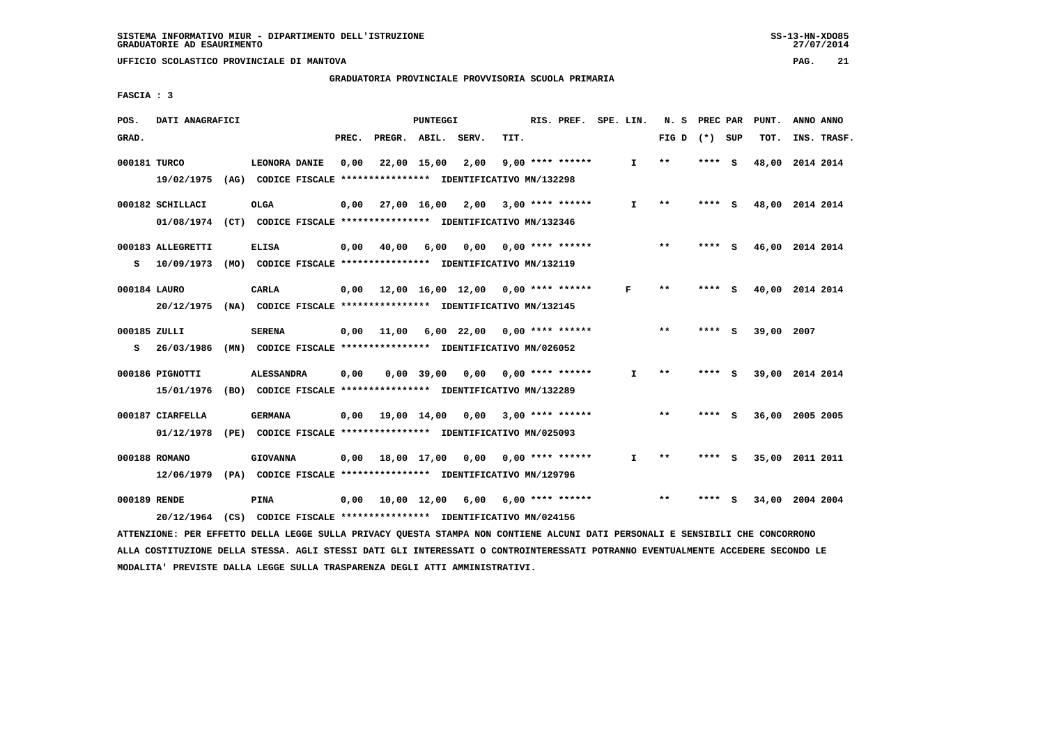SISTEMA INFORMATIVO MIUR - DIPARTIMENTO DELL'ISTRUZIONE
GRADUATORIE AD ESAURIMENTO

UFFICIO SCOLASTICO PROVINCIALE DI MANTOVA

GRADUATORIA PROVINCIALE PROVVISORIA SCUOLA PRIMARIA

FASCIA : 3

| POS. GRAD. | DATI ANAGRAFICI | | PREC. | PREGR. | ABIL. | SERV. | TIT. | RIS. PREF. | SPE. LIN. | N. S FIG D | PREC PAR (*) | SUP | PUNT. TOT. | ANNO INS. | ANNO TRASF. |
|---|---|---|---|---|---|---|---|---|---|---|---|---|---|---|---|
| 000181 | TURCO | LEONORA DANIE | 0,00 | 22,00 | 15,00 | 2,00 | 9,00 | **** ****** | I | ** | **** | S | 48,00 | 2014 | 2014 |
| | 19/02/1975 (AG) CODICE FISCALE **************** IDENTIFICATIVO MN/132298 | | | | | | | | | | | | | | |
| 000182 | SCHILLACI | OLGA | 0,00 | 27,00 | 16,00 | 2,00 | 3,00 | **** ****** | I | ** | **** | S | 48,00 | 2014 | 2014 |
| | 01/08/1974 (CT) CODICE FISCALE **************** IDENTIFICATIVO MN/132346 | | | | | | | | | | | | | | |
| 000183 | ALLEGRETTI | ELISA | 0,00 | 40,00 | 6,00 | 0,00 | 0,00 | **** ****** | | ** | **** | S | 46,00 | 2014 | 2014 |
| S | 10/09/1973 (MO) CODICE FISCALE **************** IDENTIFICATIVO MN/132119 | | | | | | | | | | | | | | |
| 000184 | LAURO | CARLA | 0,00 | 12,00 | 16,00 | 12,00 | 0,00 | **** ****** | F | ** | **** | S | 40,00 | 2014 | 2014 |
| | 20/12/1975 (NA) CODICE FISCALE **************** IDENTIFICATIVO MN/132145 | | | | | | | | | | | | | | |
| 000185 | ZULLI | SERENA | 0,00 | 11,00 | 6,00 | 22,00 | 0,00 | **** ****** | | ** | **** | S | 39,00 | 2007 | |
| S | 26/03/1986 (MN) CODICE FISCALE **************** IDENTIFICATIVO MN/026052 | | | | | | | | | | | | | | |
| 000186 | PIGNOTTI | ALESSANDRA | 0,00 | 0,00 | 39,00 | 0,00 | 0,00 | **** ****** | I | ** | **** | S | 39,00 | 2014 | 2014 |
| | 15/01/1976 (BO) CODICE FISCALE **************** IDENTIFICATIVO MN/132289 | | | | | | | | | | | | | | |
| 000187 | CIARFELLA | GERMANA | 0,00 | 19,00 | 14,00 | 0,00 | 3,00 | **** ****** | | ** | **** | S | 36,00 | 2005 | 2005 |
| | 01/12/1978 (PE) CODICE FISCALE **************** IDENTIFICATIVO MN/025093 | | | | | | | | | | | | | | |
| 000188 | ROMANO | GIOVANNA | 0,00 | 18,00 | 17,00 | 0,00 | 0,00 | **** ****** | I | ** | **** | S | 35,00 | 2011 | 2011 |
| | 12/06/1979 (PA) CODICE FISCALE **************** IDENTIFICATIVO MN/129796 | | | | | | | | | | | | | | |
| 000189 | RENDE | PINA | 0,00 | 10,00 | 12,00 | 6,00 | 6,00 | **** ****** | | ** | **** | S | 34,00 | 2004 | 2004 |
| | 20/12/1964 (CS) CODICE FISCALE **************** IDENTIFICATIVO MN/024156 | | | | | | | | | | | | | | |

ATTENZIONE: PER EFFETTO DELLA LEGGE SULLA PRIVACY QUESTA STAMPA NON CONTIENE ALCUNI DATI PERSONALI E SENSIBILI CHE CONCORRONO ALLA COSTITUZIONE DELLA STESSA. AGLI STESSI DATI GLI INTERESSATI O CONTROINTERESSATI POTRANNO EVENTUALMENTE ACCEDERE SECONDO LE MODALITA' PREVISTE DALLA LEGGE SULLA TRASPARENZA DEGLI ATTI AMMINISTRATIVI.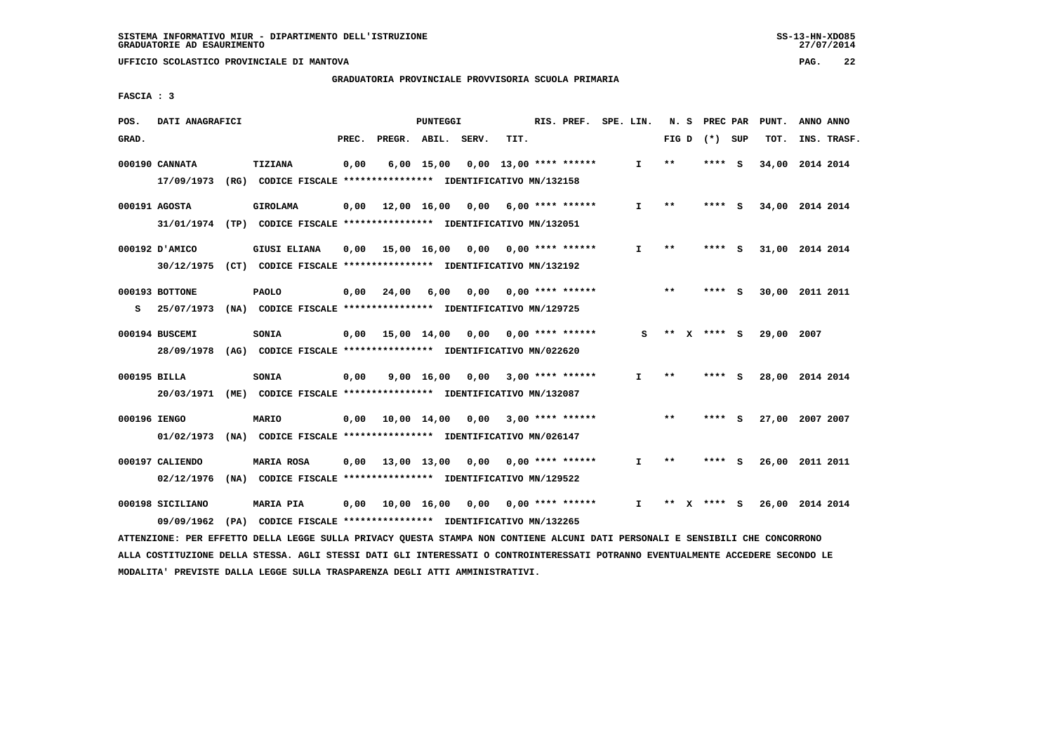SISTEMA INFORMATIVO MIUR - DIPARTIMENTO DELL'ISTRUZIONE
GRADUATORIE AD ESAURIMENTO

UFFICIO SCOLASTICO PROVINCIALE DI MANTOVA

## GRADUATORIA PROVINCIALE PROVVISORIA SCUOLA PRIMARIA

FASCIA : 3

| POS. GRAD. | DATI ANAGRAFICI | | PREC. | PREGR. | ABIL. | SERV. | TIT. | RIS. PREF. | SPE. LIN. | N. S FIG D | PREC PAR (*) SUP | PUNT. TOT. | ANNO INS. | ANNO TRASF. |
|---|---|---|---|---|---|---|---|---|---|---|---|---|---|---|
| 000190 | CANNATA | TIZIANA | 0,00 | 6,00 | 15,00 | 0,00 | 13,00 | **** ****** | I | ** | **** S | 34,00 | 2014 | 2014 |
| | 17/09/1973 (RG) CODICE FISCALE **************** IDENTIFICATIVO MN/132158 | | | | | | | | | | | | | |
| 000191 | AGOSTA | GIROLAMA | 0,00 | 12,00 | 16,00 | 0,00 | 6,00 | **** ****** | I | ** | **** S | 34,00 | 2014 | 2014 |
| | 31/01/1974 (TP) CODICE FISCALE **************** IDENTIFICATIVO MN/132051 | | | | | | | | | | | | | |
| 000192 | D'AMICO | GIUSI ELIANA | 0,00 | 15,00 | 16,00 | 0,00 | 0,00 | **** ****** | I | ** | **** S | 31,00 | 2014 | 2014 |
| | 30/12/1975 (CT) CODICE FISCALE **************** IDENTIFICATIVO MN/132192 | | | | | | | | | | | | | |
| 000193 | BOTTONE | PAOLO | 0,00 | 24,00 | 6,00 | 0,00 | 0,00 | **** ****** | | ** | **** S | 30,00 | 2011 | 2011 |
| S | 25/07/1973 (NA) CODICE FISCALE **************** IDENTIFICATIVO MN/129725 | | | | | | | | | | | | | |
| 000194 | BUSCEMI | SONIA | 0,00 | 15,00 | 14,00 | 0,00 | 0,00 | **** ****** | S | ** X | **** S | 29,00 | 2007 | |
| | 28/09/1978 (AG) CODICE FISCALE **************** IDENTIFICATIVO MN/022620 | | | | | | | | | | | | | |
| 000195 | BILLA | SONIA | 0,00 | 9,00 | 16,00 | 0,00 | 3,00 | **** ****** | I | ** | **** S | 28,00 | 2014 | 2014 |
| | 20/03/1971 (ME) CODICE FISCALE **************** IDENTIFICATIVO MN/132087 | | | | | | | | | | | | | |
| 000196 | IENGO | MARIO | 0,00 | 10,00 | 14,00 | 0,00 | 3,00 | **** ****** | | ** | **** S | 27,00 | 2007 | 2007 |
| | 01/02/1973 (NA) CODICE FISCALE **************** IDENTIFICATIVO MN/026147 | | | | | | | | | | | | | |
| 000197 | CALIENDO | MARIA ROSA | 0,00 | 13,00 | 13,00 | 0,00 | 0,00 | **** ****** | I | ** | **** S | 26,00 | 2011 | 2011 |
| | 02/12/1976 (NA) CODICE FISCALE **************** IDENTIFICATIVO MN/129522 | | | | | | | | | | | | | |
| 000198 | SICILIANO | MARIA PIA | 0,00 | 10,00 | 16,00 | 0,00 | 0,00 | **** ****** | I | ** X | **** S | 26,00 | 2014 | 2014 |
| | 09/09/1962 (PA) CODICE FISCALE **************** IDENTIFICATIVO MN/132265 | | | | | | | | | | | | | |

ATTENZIONE: PER EFFETTO DELLA LEGGE SULLA PRIVACY QUESTA STAMPA NON CONTIENE ALCUNI DATI PERSONALI E SENSIBILI CHE CONCORRONO ALLA COSTITUZIONE DELLA STESSA. AGLI STESSI DATI GLI INTERESSATI O CONTROINTERESSATI POTRANNO EVENTUALMENTE ACCEDERE SECONDO LE MODALITA' PREVISTE DALLA LEGGE SULLA TRASPARENZA DEGLI ATTI AMMINISTRATIVI.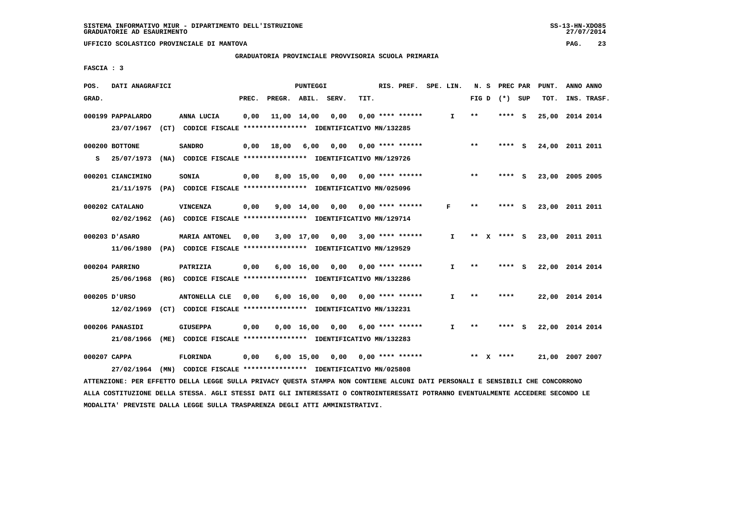SISTEMA INFORMATIVO MIUR - DIPARTIMENTO DELL'ISTRUZIONE
GRADUATORIE AD ESAURIMENTO

UFFICIO SCOLASTICO PROVINCIALE DI MANTOVA

GRADUATORIA PROVINCIALE PROVVISORIA SCUOLA PRIMARIA

FASCIA : 3

| POS. GRAD. | DATI ANAGRAFICI | | PREC. | PREGR. | ABIL. | SERV. | TIT. | RIS. PREF. | SPE. LIN. | N. S FIG D | PREC PAR (*) SUP | PUNT. TOT. | ANNO INS. | ANNO TRASF. |
|---|---|---|---|---|---|---|---|---|---|---|---|---|---|---|
| 000199 | PAPPALARDO | ANNA LUCIA | 0,00 | 11,00 | 14,00 | 0,00 | 0,00 | **** ****** | I | ** | **** S | 25,00 | 2014 | 2014 |
| | 23/07/1967 (CT) | CODICE FISCALE **************** IDENTIFICATIVO MN/132285 | | | | | | | | | | | | |
| 000200 | BOTTONE | SANDRO | 0,00 | 18,00 | 6,00 | 0,00 | 0,00 | **** ****** | | ** | **** S | 24,00 | 2011 | 2011 |
| S | 25/07/1973 (NA) | CODICE FISCALE **************** IDENTIFICATIVO MN/129726 | | | | | | | | | | | | |
| 000201 | CIANCIMINO | SONIA | 0,00 | 8,00 | 15,00 | 0,00 | 0,00 | **** ****** | | ** | **** S | 23,00 | 2005 | 2005 |
| | 21/11/1975 (PA) | CODICE FISCALE **************** IDENTIFICATIVO MN/025096 | | | | | | | | | | | | |
| 000202 | CATALANO | VINCENZA | 0,00 | 9,00 | 14,00 | 0,00 | 0,00 | **** ****** | F | ** | **** S | 23,00 | 2011 | 2011 |
| | 02/02/1962 (AG) | CODICE FISCALE **************** IDENTIFICATIVO MN/129714 | | | | | | | | | | | | |
| 000203 | D'ASARO | MARIA ANTONEL | 0,00 | 3,00 | 17,00 | 0,00 | 3,00 | **** ****** | I | ** X | **** S | 23,00 | 2011 | 2011 |
| | 11/06/1980 (PA) | CODICE FISCALE **************** IDENTIFICATIVO MN/129529 | | | | | | | | | | | | |
| 000204 | PARRINO | PATRIZIA | 0,00 | 6,00 | 16,00 | 0,00 | 0,00 | **** ****** | I | ** | **** S | 22,00 | 2014 | 2014 |
| | 25/06/1968 (RG) | CODICE FISCALE **************** IDENTIFICATIVO MN/132286 | | | | | | | | | | | | |
| 000205 | D'URSO | ANTONELLA CLE | 0,00 | 6,00 | 16,00 | 0,00 | 0,00 | **** ****** | I | ** | **** | 22,00 | 2014 | 2014 |
| | 12/02/1969 (CT) | CODICE FISCALE **************** IDENTIFICATIVO MN/132231 | | | | | | | | | | | | |
| 000206 | PANASIDI | GIUSEPPA | 0,00 | 0,00 | 16,00 | 0,00 | 6,00 | **** ****** | I | ** | **** S | 22,00 | 2014 | 2014 |
| | 21/08/1966 (ME) | CODICE FISCALE **************** IDENTIFICATIVO MN/132283 | | | | | | | | | | | | |
| 000207 | CAPPA | FLORINDA | 0,00 | 6,00 | 15,00 | 0,00 | 0,00 | **** ****** | | ** X | **** | 21,00 | 2007 | 2007 |
| | 27/02/1964 (MN) | CODICE FISCALE **************** IDENTIFICATIVO MN/025808 | | | | | | | | | | | | |

ATTENZIONE: PER EFFETTO DELLA LEGGE SULLA PRIVACY QUESTA STAMPA NON CONTIENE ALCUNI DATI PERSONALI E SENSIBILI CHE CONCORRONO ALLA COSTITUZIONE DELLA STESSA. AGLI STESSI DATI GLI INTERESSATI O CONTROINTERESSATI POTRANNO EVENTUALMENTE ACCEDERE SECONDO LE MODALITA' PREVISTE DALLA LEGGE SULLA TRASPARENZA DEGLI ATTI AMMINISTRATIVI.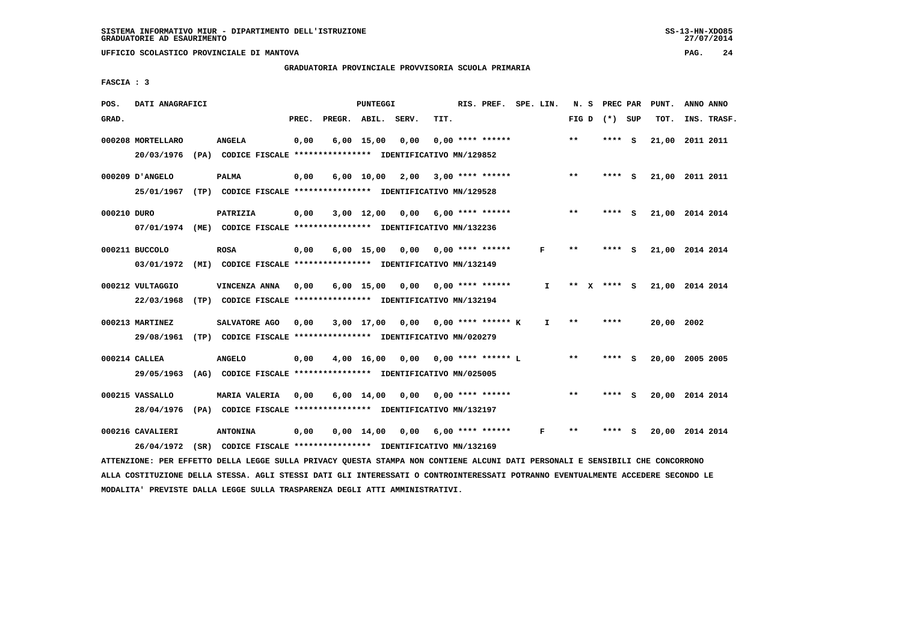SISTEMA INFORMATIVO MIUR - DIPARTIMENTO DELL'ISTRUZIONE
GRADUATORIE AD ESAURIMENTO

UFFICIO SCOLASTICO PROVINCIALE DI MANTOVA

## GRADUATORIA PROVINCIALE PROVVISORIA SCUOLA PRIMARIA

FASCIA : 3

| POS. GRAD. | DATI ANAGRAFICI | | PREC. | PREGR. | ABIL. | SERV. | TIT. | RIS. PREF. | SPE. LIN. | N. S FIG D | PREC PAR (*) SUP | PUNT. TOT. | ANNO ANNO INS. TRASF. |
|---|---|---|---|---|---|---|---|---|---|---|---|---|---|
| 000208 | MORTELLARO | ANGELA | 0,00 | 6,00 | 15,00 | 0,00 | 0,00 | **** ****** | | ** | **** S | 21,00 | 2011 2011 |
| | 20/03/1976 (PA) CODICE FISCALE **************** IDENTIFICATIVO MN/129852 | | | | | | | | | | | | |
| 000209 | D'ANGELO | PALMA | 0,00 | 6,00 | 10,00 | 2,00 | 3,00 | **** ****** | | ** | **** S | 21,00 | 2011 2011 |
| | 25/01/1967 (TP) CODICE FISCALE **************** IDENTIFICATIVO MN/129528 | | | | | | | | | | | | |
| 000210 | DURO | PATRIZIA | 0,00 | 3,00 | 12,00 | 0,00 | 6,00 | **** ****** | | ** | **** S | 21,00 | 2014 2014 |
| | 07/01/1974 (ME) CODICE FISCALE **************** IDENTIFICATIVO MN/132236 | | | | | | | | | | | | |
| 000211 | BUCCOLO | ROSA | 0,00 | 6,00 | 15,00 | 0,00 | 0,00 | **** ****** | F | ** | **** S | 21,00 | 2014 2014 |
| | 03/01/1972 (MI) CODICE FISCALE **************** IDENTIFICATIVO MN/132149 | | | | | | | | | | | | |
| 000212 | VULTAGGIO | VINCENZA ANNA | 0,00 | 6,00 | 15,00 | 0,00 | 0,00 | **** ****** | I | ** X | **** S | 21,00 | 2014 2014 |
| | 22/03/1968 (TP) CODICE FISCALE **************** IDENTIFICATIVO MN/132194 | | | | | | | | | | | | |
| 000213 | MARTINEZ | SALVATORE AGO | 0,00 | 3,00 | 17,00 | 0,00 | 0,00 | **** ****** K | I | ** | **** | 20,00 | 2002 |
| | 29/08/1961 (TP) CODICE FISCALE **************** IDENTIFICATIVO MN/020279 | | | | | | | | | | | | |
| 000214 | CALLEA | ANGELO | 0,00 | 4,00 | 16,00 | 0,00 | 0,00 | **** ****** L | | ** | **** S | 20,00 | 2005 2005 |
| | 29/05/1963 (AG) CODICE FISCALE **************** IDENTIFICATIVO MN/025005 | | | | | | | | | | | | |
| 000215 | VASSALLO | MARIA VALERIA | 0,00 | 6,00 | 14,00 | 0,00 | 0,00 | **** ****** | | ** | **** S | 20,00 | 2014 2014 |
| | 28/04/1976 (PA) CODICE FISCALE **************** IDENTIFICATIVO MN/132197 | | | | | | | | | | | | |
| 000216 | CAVALIERI | ANTONINA | 0,00 | 0,00 | 14,00 | 0,00 | 6,00 | **** ****** | F | ** | **** S | 20,00 | 2014 2014 |
| | 26/04/1972 (SR) CODICE FISCALE **************** IDENTIFICATIVO MN/132169 | | | | | | | | | | | | |

ATTENZIONE: PER EFFETTO DELLA LEGGE SULLA PRIVACY QUESTA STAMPA NON CONTIENE ALCUNI DATI PERSONALI E SENSIBILI CHE CONCORRONO ALLA COSTITUZIONE DELLA STESSA. AGLI STESSI DATI GLI INTERESSATI O CONTROINTERESSATI POTRANNO EVENTUALMENTE ACCEDERE SECONDO LE MODALITA' PREVISTE DALLA LEGGE SULLA TRASPARENZA DEGLI ATTI AMMINISTRATIVI.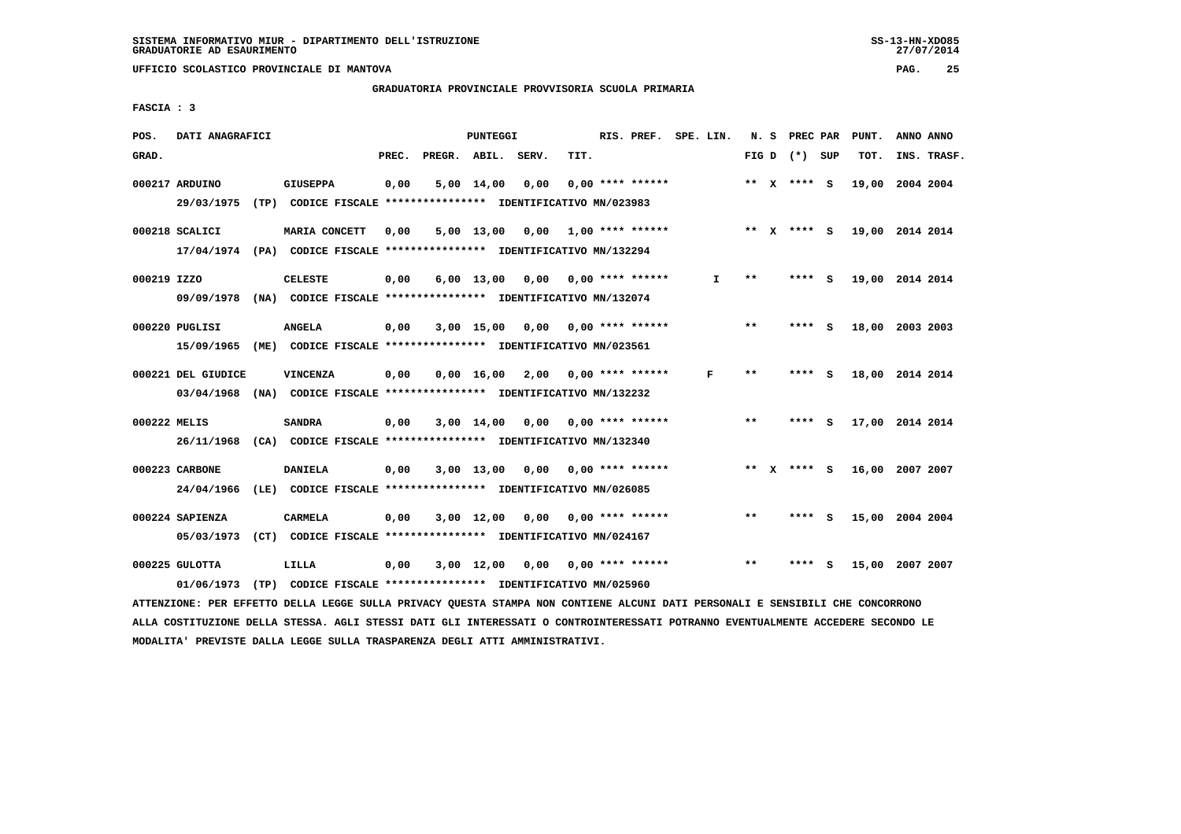SISTEMA INFORMATIVO MIUR - DIPARTIMENTO DELL'ISTRUZIONE
GRADUATORIE AD ESAURIMENTO

UFFICIO SCOLASTICO PROVINCIALE DI MANTOVA

GRADUATORIA PROVINCIALE PROVVISORIA SCUOLA PRIMARIA

FASCIA : 3

| POS. GRAD. | DATI ANAGRAFICI | | PREC. | PREGR. | ABIL. | SERV. | TIT. | RIS. PREF. | SPE. LIN. | N. S FIG D | PREC PAR (*) SUP | PUNT. TOT. | ANNO INS. | ANNO TRASF. |
|---|---|---|---|---|---|---|---|---|---|---|---|---|---|---|
| 000217 | ARDUINO | GIUSEPPA | 0,00 | 5,00 | 14,00 | 0,00 | 0,00 | **** ****** | | ** X | **** S | 19,00 | 2004 | 2004 |
| | 29/03/1975 (TP) CODICE FISCALE **************** IDENTIFICATIVO MN/023983 | | | | | | | | | | | | | |
| 000218 | SCALICI | MARIA CONCETT | 0,00 | 5,00 | 13,00 | 0,00 | 1,00 | **** ****** | | ** X | **** S | 19,00 | 2014 | 2014 |
| | 17/04/1974 (PA) CODICE FISCALE **************** IDENTIFICATIVO MN/132294 | | | | | | | | | | | | | |
| 000219 | IZZO | CELESTE | 0,00 | 6,00 | 13,00 | 0,00 | 0,00 | **** ****** | I | ** | **** S | 19,00 | 2014 | 2014 |
| | 09/09/1978 (NA) CODICE FISCALE **************** IDENTIFICATIVO MN/132074 | | | | | | | | | | | | | |
| 000220 | PUGLISI | ANGELA | 0,00 | 3,00 | 15,00 | 0,00 | 0,00 | **** ****** | | ** | **** S | 18,00 | 2003 | 2003 |
| | 15/09/1965 (ME) CODICE FISCALE **************** IDENTIFICATIVO MN/023561 | | | | | | | | | | | | | |
| 000221 | DEL GIUDICE | VINCENZA | 0,00 | 0,00 | 16,00 | 2,00 | 0,00 | **** ****** | F | ** | **** S | 18,00 | 2014 | 2014 |
| | 03/04/1968 (NA) CODICE FISCALE **************** IDENTIFICATIVO MN/132232 | | | | | | | | | | | | | |
| 000222 | MELIS | SANDRA | 0,00 | 3,00 | 14,00 | 0,00 | 0,00 | **** ****** | | ** | **** S | 17,00 | 2014 | 2014 |
| | 26/11/1968 (CA) CODICE FISCALE **************** IDENTIFICATIVO MN/132340 | | | | | | | | | | | | | |
| 000223 | CARBONE | DANIELA | 0,00 | 3,00 | 13,00 | 0,00 | 0,00 | **** ****** | | ** X | **** S | 16,00 | 2007 | 2007 |
| | 24/04/1966 (LE) CODICE FISCALE **************** IDENTIFICATIVO MN/026085 | | | | | | | | | | | | | |
| 000224 | SAPIENZA | CARMELA | 0,00 | 3,00 | 12,00 | 0,00 | 0,00 | **** ****** | | ** | **** S | 15,00 | 2004 | 2004 |
| | 05/03/1973 (CT) CODICE FISCALE **************** IDENTIFICATIVO MN/024167 | | | | | | | | | | | | | |
| 000225 | GULOTTA | LILLA | 0,00 | 3,00 | 12,00 | 0,00 | 0,00 | **** ****** | | ** | **** S | 15,00 | 2007 | 2007 |
| | 01/06/1973 (TP) CODICE FISCALE **************** IDENTIFICATIVO MN/025960 | | | | | | | | | | | | | |

ATTENZIONE: PER EFFETTO DELLA LEGGE SULLA PRIVACY QUESTA STAMPA NON CONTIENE ALCUNI DATI PERSONALI E SENSIBILI CHE CONCORRONO ALLA COSTITUZIONE DELLA STESSA. AGLI STESSI DATI GLI INTERESSATI O CONTROINTERESSATI POTRANNO EVENTUALMENTE ACCEDERE SECONDO LE MODALITA' PREVISTE DALLA LEGGE SULLA TRASPARENZA DEGLI ATTI AMMINISTRATIVI.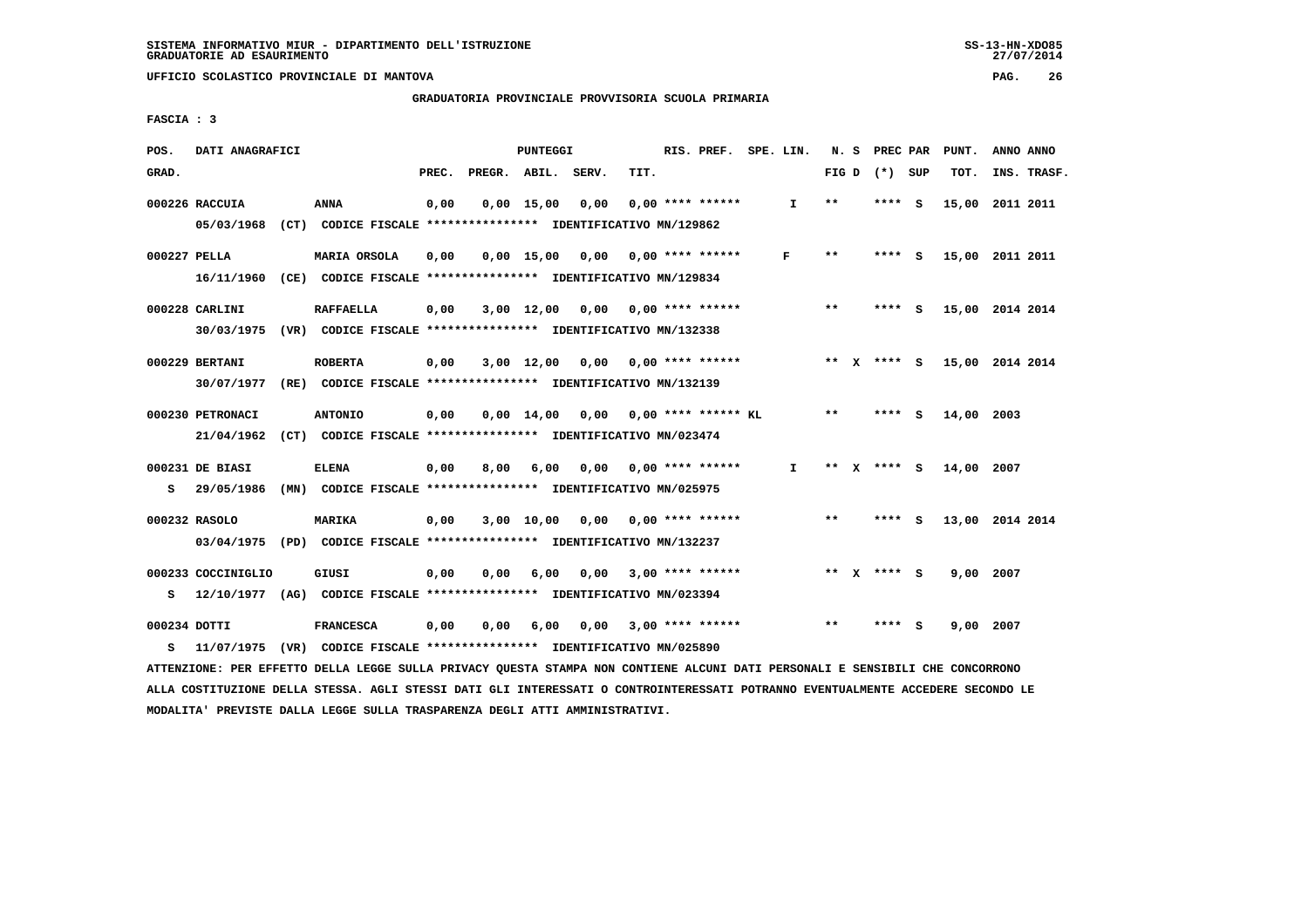SISTEMA INFORMATIVO MIUR - DIPARTIMENTO DELL'ISTRUZIONE
GRADUATORIE AD ESAURIMENTO

UFFICIO SCOLASTICO PROVINCIALE DI MANTOVA

GRADUATORIA PROVINCIALE PROVVISORIA SCUOLA PRIMARIA

FASCIA : 3

| POS. GRAD. | DATI ANAGRAFICI | | PREC. | PREGR. | ABIL. | SERV. | TIT. | RIS. PREF. | SPE. LIN. | N. S FIG D | PREC PAR (*) SUP | PUNT. TOT. | ANNO ANNO INS. TRASF. |
|---|---|---|---|---|---|---|---|---|---|---|---|---|---|
| 000226 | RACCUIA 05/03/1968 (CT) CODICE FISCALE **************** IDENTIFICATIVO MN/129862 | ANNA | 0,00 | 0,00 | 15,00 | 0,00 | 0,00 | **** ****** | I | ** | **** S | 15,00 | 2011 2011 |
| 000227 | PELLA 16/11/1960 (CE) CODICE FISCALE **************** IDENTIFICATIVO MN/129834 | MARIA ORSOLA | 0,00 | 0,00 | 15,00 | 0,00 | 0,00 | **** ****** | F | ** | **** S | 15,00 | 2011 2011 |
| 000228 | CARLINI 30/03/1975 (VR) CODICE FISCALE **************** IDENTIFICATIVO MN/132338 | RAFFAELLA | 0,00 | 3,00 | 12,00 | 0,00 | 0,00 | **** ****** | | ** | **** S | 15,00 | 2014 2014 |
| 000229 | BERTANI 30/07/1977 (RE) CODICE FISCALE **************** IDENTIFICATIVO MN/132139 | ROBERTA | 0,00 | 3,00 | 12,00 | 0,00 | 0,00 | **** ****** | | ** X | **** S | 15,00 | 2014 2014 |
| 000230 | PETRONACI 21/04/1962 (CT) CODICE FISCALE **************** IDENTIFICATIVO MN/023474 | ANTONIO | 0,00 | 0,00 | 14,00 | 0,00 | 0,00 | **** ****** KL | | ** | **** S | 14,00 | 2003 |
| 000231 | DE BIASI S 29/05/1986 (MN) CODICE FISCALE **************** IDENTIFICATIVO MN/025975 | ELENA | 0,00 | 8,00 | 6,00 | 0,00 | 0,00 | **** ****** | I | ** X | **** S | 14,00 | 2007 |
| 000232 | RASOLO 03/04/1975 (PD) CODICE FISCALE **************** IDENTIFICATIVO MN/132237 | MARIKA | 0,00 | 3,00 | 10,00 | 0,00 | 0,00 | **** ****** | | ** | **** S | 13,00 | 2014 2014 |
| 000233 | COCCINIGLIO S 12/10/1977 (AG) CODICE FISCALE **************** IDENTIFICATIVO MN/023394 | GIUSI | 0,00 | 0,00 | 6,00 | 0,00 | 3,00 | **** ****** | | ** X | **** S | 9,00 | 2007 |
| 000234 | DOTTI S 11/07/1975 (VR) CODICE FISCALE **************** IDENTIFICATIVO MN/025890 | FRANCESCA | 0,00 | 0,00 | 6,00 | 0,00 | 3,00 | **** ****** | | ** | **** S | 9,00 | 2007 |

ATTENZIONE: PER EFFETTO DELLA LEGGE SULLA PRIVACY QUESTA STAMPA NON CONTIENE ALCUNI DATI PERSONALI E SENSIBILI CHE CONCORRONO ALLA COSTITUZIONE DELLA STESSA. AGLI STESSI DATI GLI INTERESSATI O CONTROINTERESSATI POTRANNO EVENTUALMENTE ACCEDERE SECONDO LE MODALITA' PREVISTE DALLA LEGGE SULLA TRASPARENZA DEGLI ATTI AMMINISTRATIVI.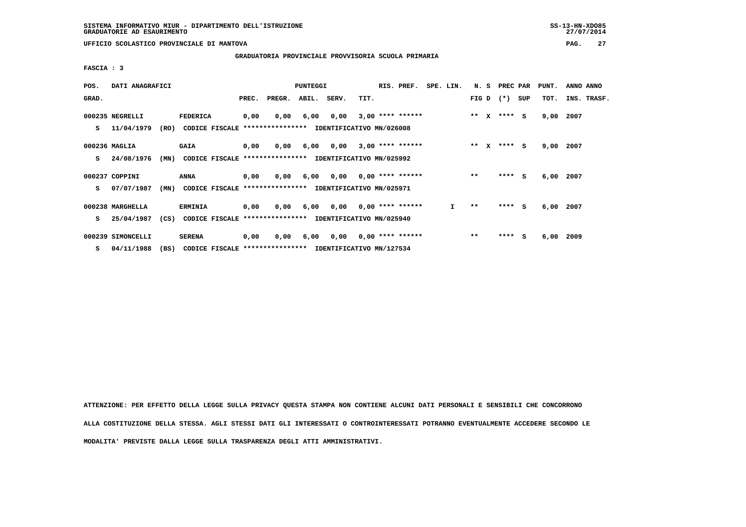SISTEMA INFORMATIVO MIUR - DIPARTIMENTO DELL'ISTRUZIONE
GRADUATORIE AD ESAURIMENTO

UFFICIO SCOLASTICO PROVINCIALE DI MANTOVA

GRADUATORIA PROVINCIALE PROVVISORIA SCUOLA PRIMARIA

FASCIA : 3

| POS. GRAD. | DATI ANAGRAFICI | | PREC. | PREGR. | ABIL. | SERV. | TIT. | RIS. PREF. | SPE. LIN. | N. S FIG D | PREC PAR (*) SUP | PUNT. TOT. | ANNO INS. | ANNO TRASF. |
|---|---|---|---|---|---|---|---|---|---|---|---|---|---|---|
| 000235 | NEGRELLI | FEDERICA | 0,00 | 0,00 | 6,00 | 0,00 | 3,00 | **** ****** | | ** X | **** S | 9,00 | 2007 | |
| S | 11/04/1979 (RO) | CODICE FISCALE **************** IDENTIFICATIVO MN/026008 | | | | | | | | | | | | |
| 000236 | MAGLIA | GAIA | 0,00 | 0,00 | 6,00 | 0,00 | 3,00 | **** ****** | | ** X | **** S | 9,00 | 2007 | |
| S | 24/08/1976 (MN) | CODICE FISCALE **************** IDENTIFICATIVO MN/025992 | | | | | | | | | | | | |
| 000237 | COPPINI | ANNA | 0,00 | 0,00 | 6,00 | 0,00 | 0,00 | **** ****** | | ** | **** S | 6,00 | 2007 | |
| S | 07/07/1987 (MN) | CODICE FISCALE **************** IDENTIFICATIVO MN/025971 | | | | | | | | | | | | |
| 000238 | MARGHELLA | ERMINIA | 0,00 | 0,00 | 6,00 | 0,00 | 0,00 | **** ****** | I | ** | **** S | 6,00 | 2007 | |
| S | 25/04/1987 (CS) | CODICE FISCALE **************** IDENTIFICATIVO MN/025940 | | | | | | | | | | | | |
| 000239 | SIMONCELLI | SERENA | 0,00 | 0,00 | 6,00 | 0,00 | 0,00 | **** ****** | | ** | **** S | 6,00 | 2009 | |
| S | 04/11/1988 (BS) | CODICE FISCALE **************** IDENTIFICATIVO MN/127534 | | | | | | | | | | | | |

ATTENZIONE: PER EFFETTO DELLA LEGGE SULLA PRIVACY QUESTA STAMPA NON CONTIENE ALCUNI DATI PERSONALI E SENSIBILI CHE CONCORRONO ALLA COSTITUZIONE DELLA STESSA. AGLI STESSI DATI GLI INTERESSATI O CONTROINTERESSATI POTRANNO EVENTUALMENTE ACCEDERE SECONDO LE MODALITA' PREVISTE DALLA LEGGE SULLA TRASPARENZA DEGLI ATTI AMMINISTRATIVI.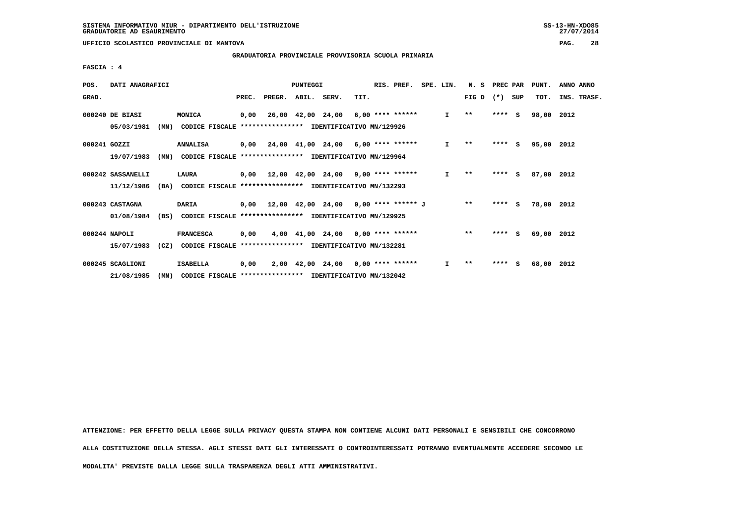SISTEMA INFORMATIVO MIUR - DIPARTIMENTO DELL'ISTRUZIONE
GRADUATORIE AD ESAURIMENTO

UFFICIO SCOLASTICO PROVINCIALE DI MANTOVA

## GRADUATORIA PROVINCIALE PROVVISORIA SCUOLA PRIMARIA

FASCIA : 4

| POS. GRAD. | DATI ANAGRAFICI | | PREC. | PREGR. | ABIL. | SERV. | TIT. | RIS. PREF. | SPE. LIN. | N. S FIG D | PREC PAR (*) | SUP | PUNT. TOT. | ANNO INS. | ANNO TRASF. |
|---|---|---|---|---|---|---|---|---|---|---|---|---|---|---|---|
| 000240 | DE BIASI 05/03/1981 (MN) | MONICA CODICE FISCALE **************** IDENTIFICATIVO MN/129926 | 0,00 | 26,00 | 42,00 | 24,00 | 6,00 | **** ****** | I | ** | **** | S | 98,00 | 2012 | |
| 000241 | GOZZI 19/07/1983 (MN) | ANNALISA CODICE FISCALE **************** IDENTIFICATIVO MN/129964 | 0,00 | 24,00 | 41,00 | 24,00 | 6,00 | **** ****** | I | ** | **** | S | 95,00 | 2012 | |
| 000242 | SASSANELLI 11/12/1986 (BA) | LAURA CODICE FISCALE **************** IDENTIFICATIVO MN/132293 | 0,00 | 12,00 | 42,00 | 24,00 | 9,00 | **** ****** | I | ** | **** | S | 87,00 | 2012 | |
| 000243 | CASTAGNA 01/08/1984 (BS) | DARIA CODICE FISCALE **************** IDENTIFICATIVO MN/129925 | 0,00 | 12,00 | 42,00 | 24,00 | 0,00 | **** ****** J | | ** | **** | S | 78,00 | 2012 | |
| 000244 | NAPOLI 15/07/1983 (CZ) | FRANCESCA CODICE FISCALE **************** IDENTIFICATIVO MN/132281 | 0,00 | 4,00 | 41,00 | 24,00 | 0,00 | **** ****** | | ** | **** | S | 69,00 | 2012 | |
| 000245 | SCAGLIONI 21/08/1985 (MN) | ISABELLA CODICE FISCALE **************** IDENTIFICATIVO MN/132042 | 0,00 | 2,00 | 42,00 | 24,00 | 0,00 | **** ****** | I | ** | **** | S | 68,00 | 2012 | |

ATTENZIONE: PER EFFETTO DELLA LEGGE SULLA PRIVACY QUESTA STAMPA NON CONTIENE ALCUNI DATI PERSONALI E SENSIBILI CHE CONCORRONO ALLA COSTITUZIONE DELLA STESSA. AGLI STESSI DATI GLI INTERESSATI O CONTROINTERESSATI POTRANNO EVENTUALMENTE ACCEDERE SECONDO LE MODALITA' PREVISTE DALLA LEGGE SULLA TRASPARENZA DEGLI ATTI AMMINISTRATIVI.